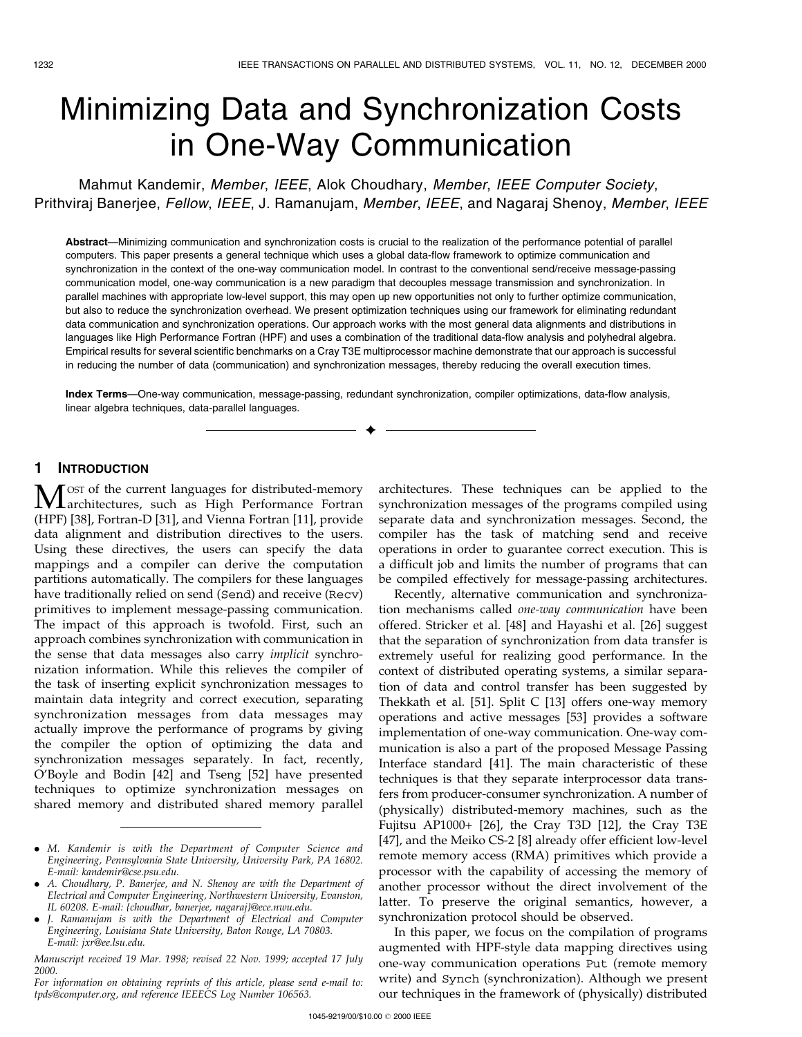# Minimizing Data and Synchronization Costs in One-Way Communication

Mahmut Kandemir, *Member*, *IEEE*, Alok Choudhary, *Member*, *IEEE Computer Society*, Prithviraj Banerjee, *Fellow*, *IEEE*, J. Ramanujam, *Member*, *IEEE*, and Nagaraj Shenoy, *Member*, *IEEE*

**Abstract**—Minimizing communication and synchronization costs is crucial to the realization of the performance potential of parallel computers. This paper presents a general technique which uses a global data-flow framework to optimize communication and synchronization in the context of the one-way communication model. In contrast to the conventional send/receive message-passing communication model, one-way communication is a new paradigm that decouples message transmission and synchronization. In parallel machines with appropriate low-level support, this may open up new opportunities not only to further optimize communication, but also to reduce the synchronization overhead. We present optimization techniques using our framework for eliminating redundant data communication and synchronization operations. Our approach works with the most general data alignments and distributions in languages like High Performance Fortran (HPF) and uses a combination of the traditional data-flow analysis and polyhedral algebra. Empirical results for several scientific benchmarks on a Cray T3E multiprocessor machine demonstrate that our approach is successful in reducing the number of data (communication) and synchronization messages, thereby reducing the overall execution times.

**Index Terms**—One-way communication, message-passing, redundant synchronization, compiler optimizations, data-flow analysis, linear algebra techniques, data-parallel languages.

## 1 Introduction

Most of the current languages for distributed-memory architectures, such as High Performance Fortran (HPF) [38], Fortran-D [31], and Vienna Fortran [11], provide data alignment and distribution directives to the users. Using these directives, the users can specify the data mappings and a compiler can derive the computation partitions automatically. The compilers for these languages have traditionally relied on send (`Send`) and receive (`Recv`) primitives to implement message-passing communication. The impact of this approach is twofold. First, such an approach combines synchronization with communication in the sense that data messages also carry *implicit* synchronization information. While this relieves the compiler of the task of inserting explicit synchronization messages to maintain data integrity and correct execution, separating synchronization messages from data messages may actually improve the performance of programs by giving the compiler the option of optimizing the data and synchronization messages separately. In fact, recently, O'Boyle and Bodin [42] and Tseng [52] have presented techniques to optimize synchronization messages on shared memory and distributed shared memory parallel architectures. These techniques can be applied to the synchronization messages of the programs compiled using separate data and synchronization messages. Second, the compiler has the task of matching send and receive operations in order to guarantee correct execution. This is a difficult job and limits the number of programs that can be compiled effectively for message-passing architectures.

Recently, alternative communication and synchronization mechanisms called *one-way communication* have been offered. Stricker et al. [48] and Hayashi et al. [26] suggest that the separation of synchronization from data transfer is extremely useful for realizing good performance. In the context of distributed operating systems, a similar separation of data and control transfer has been suggested by Thekkath et al. [51]. Split C [13] offers one-way memory operations and active messages [53] provides a software implementation of one-way communication. One-way communication is also a part of the proposed Message Passing Interface standard [41]. The main characteristic of these techniques is that they separate interprocessor data transfers from producer-consumer synchronization. A number of (physically) distributed-memory machines, such as the Fujitsu AP1000+ [26], the Cray T3D [12], the Cray T3E [47], and the Meiko CS-2 [8] already offer efficient low-level remote memory access (RMA) primitives which provide a processor with the capability of accessing the memory of another processor without the direct involvement of the latter. To preserve the original semantics, however, a synchronization protocol should be observed.

In this paper, we focus on the compilation of programs augmented with HPF-style data mapping directives using one-way communication operations `Put` (remote memory write) and `Synch` (synchronization). Although we present our techniques in the framework of (physically) distributed

- M. Kandemir is with the Department of Computer Science and Engineering, Pennsylvania State University, University Park, PA 16802. E-mail: kandemir@cse.psu.edu.
- A. Choudhary, P. Banerjee, and N. Shenoy are with the Department of Electrical and Computer Engineering, Northwestern University, Evanston, IL 60208. E-mail: {choudhar, banerjee, nagaraj}@ece.nwu.edu.
- J. Ramanujam is with the Department of Electrical and Computer Engineering, Louisiana State University, Baton Rouge, LA 70803. E-mail: jxr@ee.lsu.edu.

*Manuscript received 19 Mar. 1998; revised 22 Nov. 1999; accepted 17 July 2000.*
*For information on obtaining reprints of this article, please send e-mail to: tpds@computer.org, and reference IEEECS Log Number 106563.*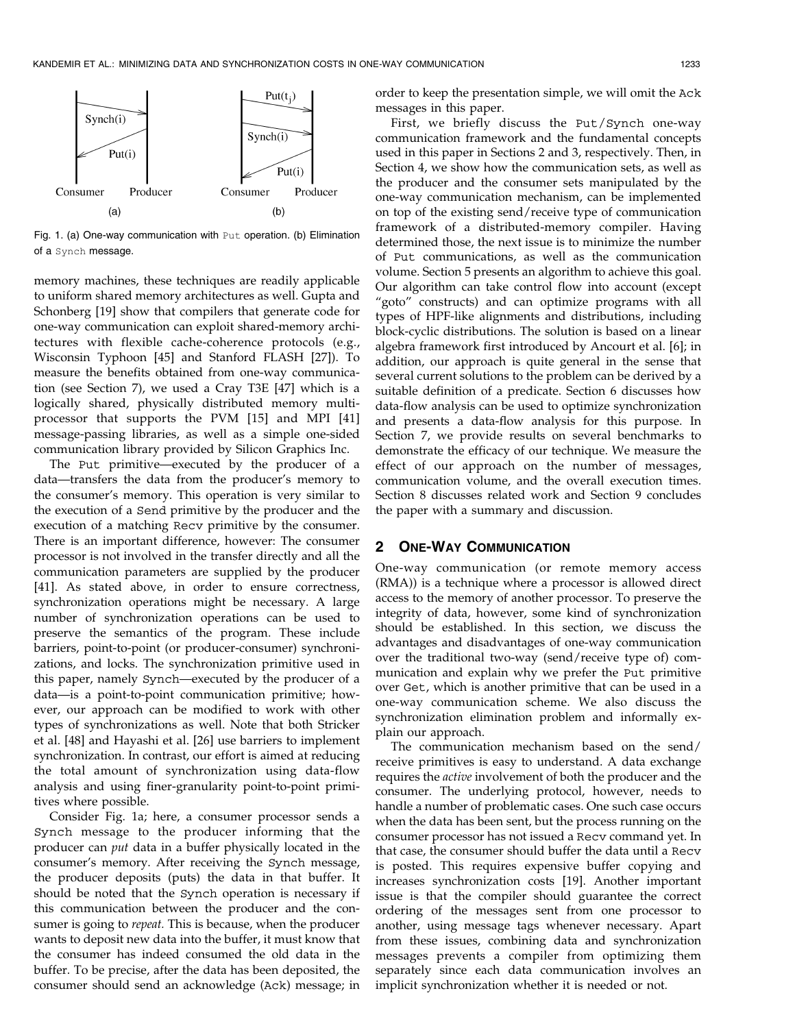Fig. 1. (a) One-way communication with Put operation. (b) Elimination of a Synch message.

memory machines, these techniques are readily applicable to uniform shared memory architectures as well. Gupta and Schonberg [19] show that compilers that generate code for one-way communication can exploit shared-memory architectures with flexible cache-coherence protocols (e.g., Wisconsin Typhoon [45] and Stanford FLASH [27]). To measure the benefits obtained from one-way communication (see Section 7), we used a Cray T3E [47] which is a logically shared, physically distributed memory multiprocessor that supports the PVM [15] and MPI [41] message-passing libraries, as well as a simple one-sided communication library provided by Silicon Graphics Inc.

The Put primitive—executed by the producer of a data—transfers the data from the producer's memory to the consumer's memory. This operation is very similar to the execution of a Send primitive by the producer and the execution of a matching Recv primitive by the consumer. There is an important difference, however: The consumer processor is not involved in the transfer directly and all the communication parameters are supplied by the producer [41]. As stated above, in order to ensure correctness, synchronization operations might be necessary. A large number of synchronization operations can be used to preserve the semantics of the program. These include barriers, point-to-point (or producer-consumer) synchronizations, and locks. The synchronization primitive used in this paper, namely Synch—executed by the producer of a data—is a point-to-point communication primitive; however, our approach can be modified to work with other types of synchronizations as well. Note that both Stricker et al. [48] and Hayashi et al. [26] use barriers to implement synchronization. In contrast, our effort is aimed at reducing the total amount of synchronization using data-flow analysis and using finer-granularity point-to-point primitives where possible.

Consider Fig. 1a; here, a consumer processor sends a Synch message to the producer informing that the producer can *put* data in a buffer physically located in the consumer's memory. After receiving the Synch message, the producer deposits (puts) the data in that buffer. It should be noted that the Synch operation is necessary if this communication between the producer and the consumer is going to *repeat*. This is because, when the producer wants to deposit new data into the buffer, it must know that the consumer has indeed consumed the old data in the buffer. To be precise, after the data has been deposited, the consumer should send an acknowledge (Ack) message; in order to keep the presentation simple, we will omit the Ack messages in this paper.

First, we briefly discuss the Put/Synch one-way communication framework and the fundamental concepts used in this paper in Sections 2 and 3, respectively. Then, in Section 4, we show how the communication sets, as well as the producer and the consumer sets manipulated by the one-way communication mechanism, can be implemented on top of the existing send/receive type of communication framework of a distributed-memory compiler. Having determined those, the next issue is to minimize the number of Put communications, as well as the communication volume. Section 5 presents an algorithm to achieve this goal. Our algorithm can take control flow into account (except "goto" constructs) and can optimize programs with all types of HPF-like alignments and distributions, including block-cyclic distributions. The solution is based on a linear algebra framework first introduced by Ancourt et al. [6]; in addition, our approach is quite general in the sense that several current solutions to the problem can be derived by a suitable definition of a predicate. Section 6 discusses how data-flow analysis can be used to optimize synchronization and presents a data-flow analysis for this purpose. In Section 7, we provide results on several benchmarks to demonstrate the efficacy of our technique. We measure the effect of our approach on the number of messages, communication volume, and the overall execution times. Section 8 discusses related work and Section 9 concludes the paper with a summary and discussion.

## 2 One-Way Communication

One-way communication (or remote memory access (RMA)) is a technique where a processor is allowed direct access to the memory of another processor. To preserve the integrity of data, however, some kind of synchronization should be established. In this section, we discuss the advantages and disadvantages of one-way communication over the traditional two-way (send/receive type of) communication and explain why we prefer the Put primitive over Get, which is another primitive that can be used in a one-way communication scheme. We also discuss the synchronization elimination problem and informally explain our approach.

The communication mechanism based on the send/receive primitives is easy to understand. A data exchange requires the *active* involvement of both the producer and the consumer. The underlying protocol, however, needs to handle a number of problematic cases. One such case occurs when the data has been sent, but the process running on the consumer processor has not issued a Recv command yet. In that case, the consumer should buffer the data until a Recv is posted. This requires expensive buffer copying and increases synchronization costs [19]. Another important issue is that the compiler should guarantee the correct ordering of the messages sent from one processor to another, using message tags whenever necessary. Apart from these issues, combining data and synchronization messages prevents a compiler from optimizing them separately since each data communication involves an implicit synchronization whether it is needed or not.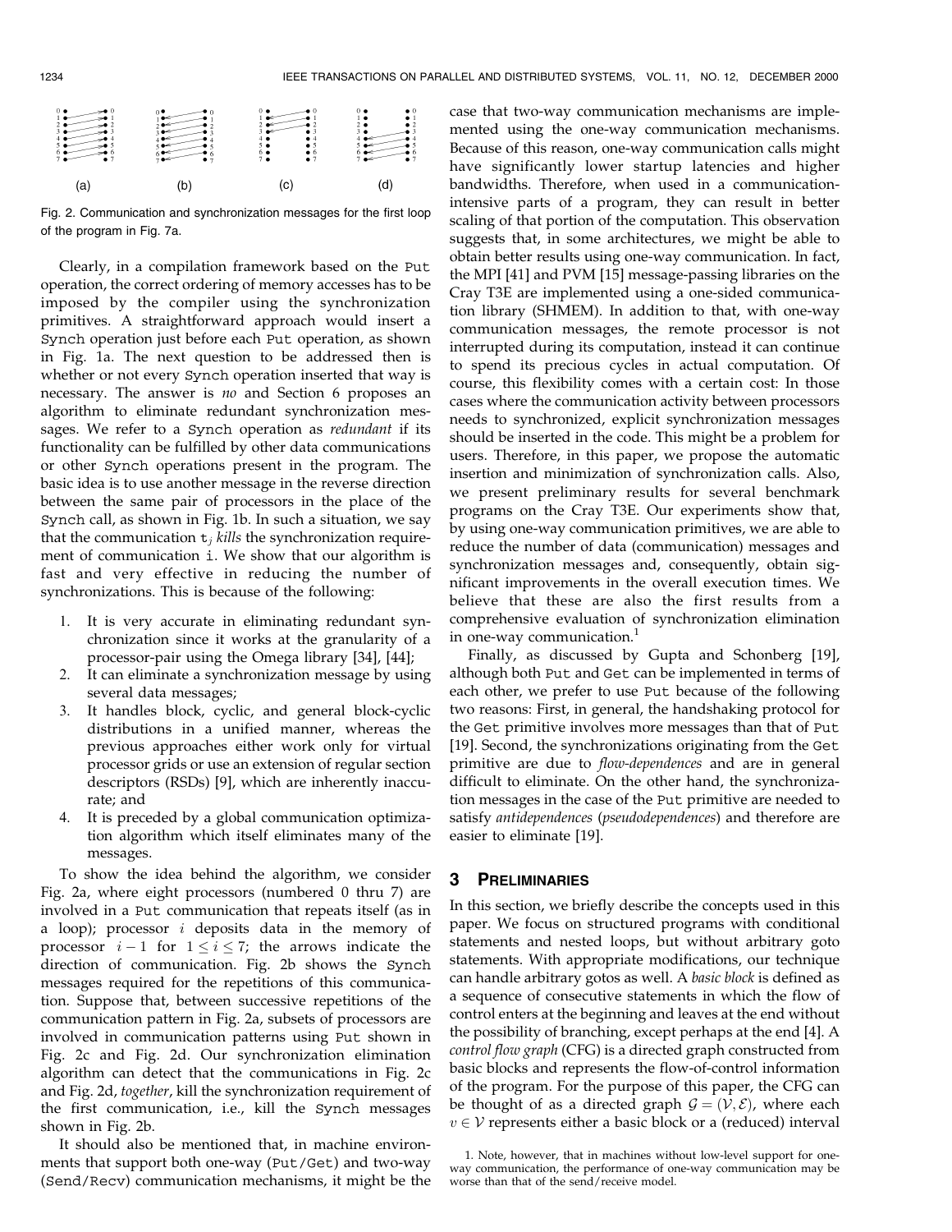0 1 2 3 4 5 6 7 0 1 2 3 4 5 6 7

(a) (b) (c) (d)

Fig. 2. Communication and synchronization messages for the first loop of the program in Fig. 7a.

Clearly, in a compilation framework based on the `Put` operation, the correct ordering of memory accesses has to be imposed by the compiler using the synchronization primitives. A straightforward approach would insert a `Synch` operation just before each `Put` operation, as shown in Fig. 1a. The next question to be addressed then is whether or not every `Synch` operation inserted that way is necessary. The answer is *no* and Section 6 proposes an algorithm to eliminate redundant synchronization messages. We refer to a `Synch` operation as *redundant* if its functionality can be fulfilled by other data communications or other `Synch` operations present in the program. The basic idea is to use another message in the reverse direction between the same pair of processors in the place of the `Synch` call, as shown in Fig. 1b. In such a situation, we say that the communication $t_j$ *kills* the synchronization requirement of communication i. We show that our algorithm is fast and very effective in reducing the number of synchronizations. This is because of the following:

1. It is very accurate in eliminating redundant synchronization since it works at the granularity of a processor-pair using the Omega library [34], [44];
2. It can eliminate a synchronization message by using several data messages;
3. It handles block, cyclic, and general block-cyclic distributions in a unified manner, whereas the previous approaches either work only for virtual processor grids or use an extension of regular section descriptors (RSDs) [9], which are inherently inaccurate; and
4. It is preceded by a global communication optimization algorithm which itself eliminates many of the messages.

To show the idea behind the algorithm, we consider Fig. 2a, where eight processors (numbered 0 thru 7) are involved in a `Put` communication that repeats itself (as in a loop); processor $i$ deposits data in the memory of processor $i-1$ for $1 \leq i \leq 7$; the arrows indicate the direction of communication. Fig. 2b shows the `Synch` messages required for the repetitions of this communication. Suppose that, between successive repetitions of the communication pattern in Fig. 2a, subsets of processors are involved in communication patterns using `Put` shown in Fig. 2c and Fig. 2d. Our synchronization elimination algorithm can detect that the communications in Fig. 2c and Fig. 2d, *together*, kill the synchronization requirement of the first communication, i.e., kill the `Synch` messages shown in Fig. 2b.

It should also be mentioned that, in machine environments that support both one-way (`Put/Get`) and two-way (`Send/Recv`) communication mechanisms, it might be the case that two-way communication mechanisms are implemented using the one-way communication mechanisms. Because of this reason, one-way communication calls might have significantly lower startup latencies and higher bandwidths. Therefore, when used in a communication-intensive parts of a program, they can result in better scaling of that portion of the computation. This observation suggests that, in some architectures, we might be able to obtain better results using one-way communication. In fact, the MPI [41] and PVM [15] message-passing libraries on the Cray T3E are implemented using a one-sided communication library (SHMEM). In addition to that, with one-way communication messages, the remote processor is not interrupted during its computation, instead it can continue to spend its precious cycles in actual computation. Of course, this flexibility comes with a certain cost: In those cases where the communication activity between processors needs to synchronized, explicit synchronization messages should be inserted in the code. This might be a problem for users. Therefore, in this paper, we propose the automatic insertion and minimization of synchronization calls. Also, we present preliminary results for several benchmark programs on the Cray T3E. Our experiments show that, by using one-way communication primitives, we are able to reduce the number of data (communication) messages and synchronization messages and, consequently, obtain significant improvements in the overall execution times. We believe that these are also the first results from a comprehensive evaluation of synchronization elimination in one-way communication.[1]

Finally, as discussed by Gupta and Schonberg [19], although both `Put` and `Get` can be implemented in terms of each other, we prefer to use `Put` because of the following two reasons: First, in general, the handshaking protocol for the `Get` primitive involves more messages than that of `Put` [19]. Second, the synchronizations originating from the `Get` primitive are due to *flow-dependences* and are in general difficult to eliminate. On the other hand, the synchronization messages in the case of the `Put` primitive are needed to satisfy *antidependences* (*pseudodependences*) and therefore are easier to eliminate [19].

## 3 Preliminaries

In this section, we briefly describe the concepts used in this paper. We focus on structured programs with conditional statements and nested loops, but without arbitrary goto statements. With appropriate modifications, our technique can handle arbitrary gotos as well. A *basic block* is defined as a sequence of consecutive statements in which the flow of control enters at the beginning and leaves at the end without the possibility of branching, except perhaps at the end [4]. A *control flow graph* (CFG) is a directed graph constructed from basic blocks and represents the flow-of-control information of the program. For the purpose of this paper, the CFG can be thought of as a directed graph $\mathcal{G} = (\mathcal{V}, \mathcal{E})$, where each $v \in \mathcal{V}$ represents either a basic block or a (reduced) interval

1. Note, however, that in machines without low-level support for one-way communication, the performance of one-way communication may be worse than that of the send/receive model.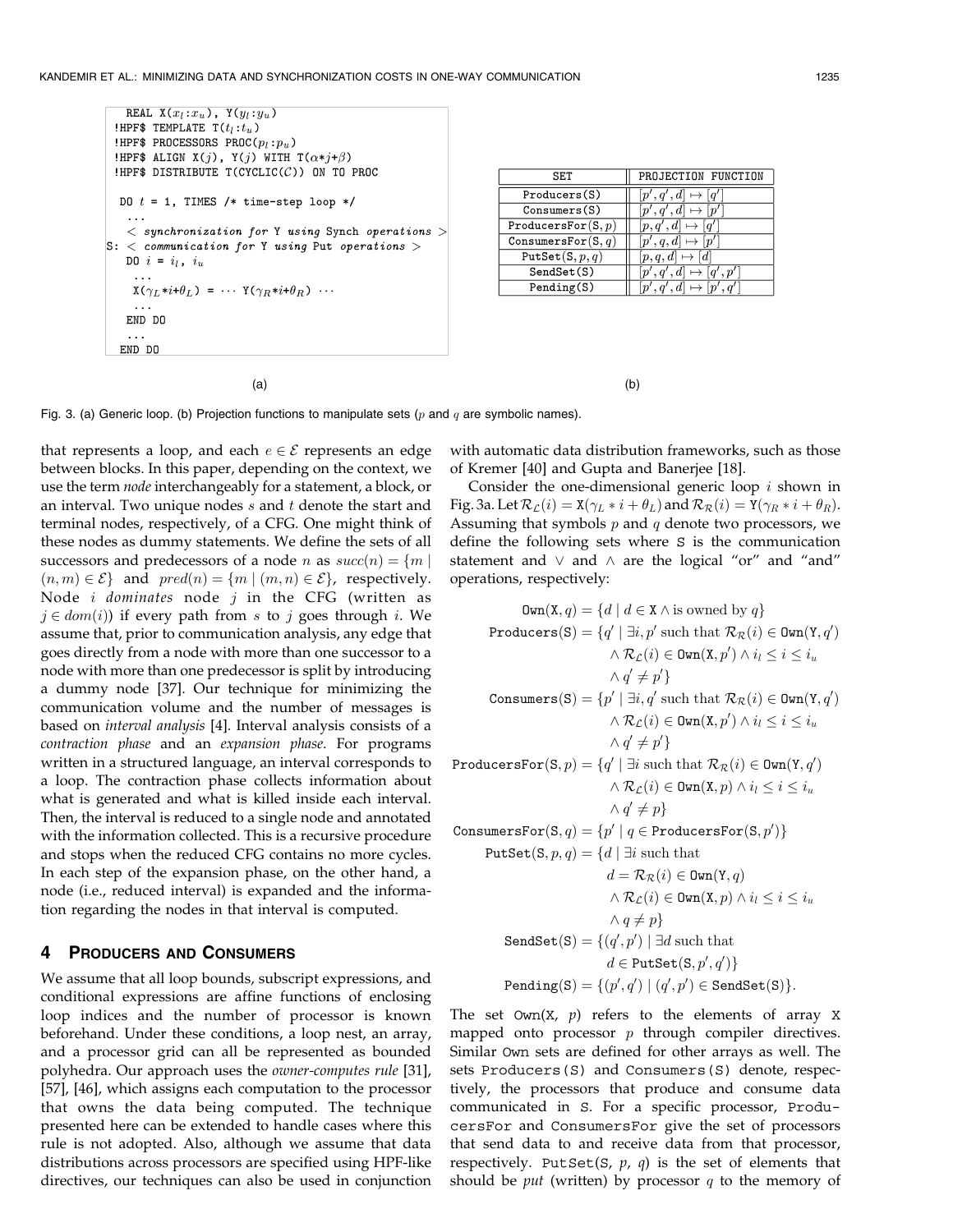```
   REAL X(x_l:x_u), Y(y_l:y_u)
 !HPF$ TEMPLATE T(t_l:t_u)
 !HPF$ PROCESSORS PROC(p_l:p_u)
 !HPF$ ALIGN X(j), Y(j) WITH T(α*j+β)
 !HPF$ DISTRIBUTE T(CYCLIC(C)) ON TO PROC

  DO t = 1, TIMES /* time-step loop */
    ...
    < synchronization for Y using Synch operations >
S:  < communication for Y using Put operations >
    DO i = i_l, i_u
     ...
     X(γ_L*i+θ_L) = ··· Y(γ_R*i+θ_R) ···
     ...
    END DO
    ...
  END DO
```

(a)

| SET | PROJECTION FUNCTION |
|---|---|
| Producers(S) | $[p', q', d] \mapsto [q']$ |
| Consumers(S) | $[p', q', d] \mapsto [p']$ |
| ProducersFor(S, p) | $[p, q', d] \mapsto [q']$ |
| ConsumersFor(S, q) | $[p', q, d] \mapsto [p']$ |
| PutSet(S, p, q) | $[p, q, d] \mapsto [d]$ |
| SendSet(S) | $[p', q', d] \mapsto [q', p']$ |
| Pending(S) | $[p', q', d] \mapsto [p', q']$ |

(b)

Fig. 3. (a) Generic loop. (b) Projection functions to manipulate sets ($p$ and $q$ are symbolic names).

that represents a loop, and each $e \in \mathcal{E}$ represents an edge between blocks. In this paper, depending on the context, we use the term *node* interchangeably for a statement, a block, or an interval. Two unique nodes $s$ and $t$ denote the start and terminal nodes, respectively, of a CFG. One might think of these nodes as dummy statements. We define the sets of all successors and predecessors of a node $n$ as $succ(n) = \{m \mid (n, m) \in \mathcal{E}\}$ and $pred(n) = \{m \mid (m, n) \in \mathcal{E}\}$, respectively. Node $i$ *dominates* node $j$ in the CFG (written as $j \in dom(i)$) if every path from $s$ to $j$ goes through $i$. We assume that, prior to communication analysis, any edge that goes directly from a node with more than one successor to a node with more than one predecessor is split by introducing a dummy node [37]. Our technique for minimizing the communication volume and the number of messages is based on *interval analysis* [4]. Interval analysis consists of a *contraction phase* and an *expansion phase*. For programs written in a structured language, an interval corresponds to a loop. The contraction phase collects information about what is generated and what is killed inside each interval. Then, the interval is reduced to a single node and annotated with the information collected. This is a recursive procedure and stops when the reduced CFG contains no more cycles. In each step of the expansion phase, on the other hand, a node (i.e., reduced interval) is expanded and the information regarding the nodes in that interval is computed.

## 4 Producers and Consumers

We assume that all loop bounds, subscript expressions, and conditional expressions are affine functions of enclosing loop indices and the number of processor is known beforehand. Under these conditions, a loop nest, an array, and a processor grid can all be represented as bounded polyhedra. Our approach uses the *owner-computes rule* [31], [57], [46], which assigns each computation to the processor that owns the data being computed. The technique presented here can be extended to handle cases where this rule is not adopted. Also, although we assume that data distributions across processors are specified using HPF-like directives, our techniques can also be used in conjunction with automatic data distribution frameworks, such as those of Kremer [40] and Gupta and Banerjee [18].

Consider the one-dimensional generic loop $i$ shown in Fig. 3a. Let $\mathcal{R}_{\mathcal{L}}(i) = \mathtt{X}(\gamma_L * i + \theta_L)$ and $\mathcal{R}_{\mathcal{R}}(i) = \mathtt{Y}(\gamma_R * i + \theta_R)$. Assuming that symbols $p$ and $q$ denote two processors, we define the following sets where S is the communication statement and $\vee$ and $\wedge$ are the logical "or" and "and" operations, respectively:

$$
\begin{aligned}
\mathtt{Own}(\mathtt{X}, q) &= \{d \mid d \in \mathtt{X} \wedge \text{is owned by } q\} \\
\mathtt{Producers}(\mathtt{S}) &= \{q' \mid \exists i, p' \text{ such that } \mathcal{R}_{\mathcal{R}}(i) \in \mathtt{Own}(\mathtt{Y}, q') \\
&\qquad \wedge \mathcal{R}_{\mathcal{L}}(i) \in \mathtt{Own}(\mathtt{X}, p') \wedge i_l \le i \le i_u \\
&\qquad \wedge q' \ne p'\} \\
\mathtt{Consumers}(\mathtt{S}) &= \{p' \mid \exists i, q' \text{ such that } \mathcal{R}_{\mathcal{R}}(i) \in \mathtt{Own}(\mathtt{Y}, q') \\
&\qquad \wedge \mathcal{R}_{\mathcal{L}}(i) \in \mathtt{Own}(\mathtt{X}, p') \wedge i_l \le i \le i_u \\
&\qquad \wedge q' \ne p'\} \\
\mathtt{ProducersFor}(\mathtt{S}, p) &= \{q' \mid \exists i \text{ such that } \mathcal{R}_{\mathcal{R}}(i) \in \mathtt{Own}(\mathtt{Y}, q') \\
&\qquad \wedge \mathcal{R}_{\mathcal{L}}(i) \in \mathtt{Own}(\mathtt{X}, p) \wedge i_l \le i \le i_u \\
&\qquad \wedge q' \ne p\} \\
\mathtt{ConsumersFor}(\mathtt{S}, q) &= \{p' \mid q \in \mathtt{ProducersFor}(\mathtt{S}, p')\} \\
\mathtt{PutSet}(\mathtt{S}, p, q) &= \{d \mid \exists i \text{ such that} \\
&\qquad d = \mathcal{R}_{\mathcal{R}}(i) \in \mathtt{Own}(\mathtt{Y}, q) \\
&\qquad \wedge \mathcal{R}_{\mathcal{L}}(i) \in \mathtt{Own}(\mathtt{X}, p) \wedge i_l \le i \le i_u \\
&\qquad \wedge q \ne p\} \\
\mathtt{SendSet}(\mathtt{S}) &= \{(q', p') \mid \exists d \text{ such that} \\
&\qquad d \in \mathtt{PutSet}(\mathtt{S}, p', q')\} \\
\mathtt{Pending}(\mathtt{S}) &= \{(p', q') \mid (q', p') \in \mathtt{SendSet}(\mathtt{S})\}.
\end{aligned}
$$

The set Own(X, p) refers to the elements of array X mapped onto processor $p$ through compiler directives. Similar Own sets are defined for other arrays as well. The sets Producers(S) and Consumers(S) denote, respectively, the processors that produce and consume data communicated in S. For a specific processor, ProducersFor and ConsumersFor give the set of processors that send data to and receive data from that processor, respectively. PutSet(S, p, q) is the set of elements that should be *put* (written) by processor $q$ to the memory of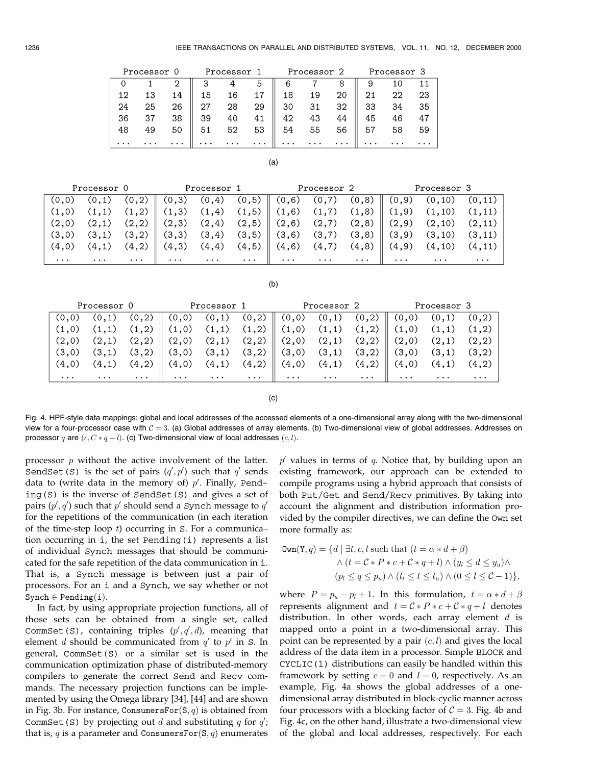| Processor 0 | | | Processor 1 | | | Processor 2 | | | Processor 3 | | |
|---|---|---|---|---|---|---|---|---|---|---|---|
| 0 | 1 | 2 | 3 | 4 | 5 | 6 | 7 | 8 | 9 | 10 | 11 |
| 12 | 13 | 14 | 15 | 16 | 17 | 18 | 19 | 20 | 21 | 22 | 23 |
| 24 | 25 | 26 | 27 | 28 | 29 | 30 | 31 | 32 | 33 | 34 | 35 |
| 36 | 37 | 38 | 39 | 40 | 41 | 42 | 43 | 44 | 45 | 46 | 47 |
| 48 | 49 | 50 | 51 | 52 | 53 | 54 | 55 | 56 | 57 | 58 | 59 |
| ... | ... | ... | ... | ... | ... | ... | ... | ... | ... | ... | ... |

(a)

| Processor 0 | | | Processor 1 | | | Processor 2 | | | Processor 3 | | |
|---|---|---|---|---|---|---|---|---|---|---|---|
| (0,0) | (0,1) | (0,2) | (0,3) | (0,4) | (0,5) | (0,6) | (0,7) | (0,8) | (0,9) | (0,10) | (0,11) |
| (1,0) | (1,1) | (1,2) | (1,3) | (1,4) | (1,5) | (1,6) | (1,7) | (1,8) | (1,9) | (1,10) | (1,11) |
| (2,0) | (2,1) | (2,2) | (2,3) | (2,4) | (2,5) | (2,6) | (2,7) | (2,8) | (2,9) | (2,10) | (2,11) |
| (3,0) | (3,1) | (3,2) | (3,3) | (3,4) | (3,5) | (3,6) | (3,7) | (3,8) | (3,9) | (3,10) | (3,11) |
| (4,0) | (4,1) | (4,2) | (4,3) | (4,4) | (4,5) | (4,6) | (4,7) | (4,8) | (4,9) | (4,10) | (4,11) |
| ... | ... | ... | ... | ... | ... | ... | ... | ... | ... | ... | ... |

(b)

| Processor 0 | | | Processor 1 | | | Processor 2 | | | Processor 3 | | |
|---|---|---|---|---|---|---|---|---|---|---|---|
| (0,0) | (0,1) | (0,2) | (0,0) | (0,1) | (0,2) | (0,0) | (0,1) | (0,2) | (0,0) | (0,1) | (0,2) |
| (1,0) | (1,1) | (1,2) | (1,0) | (1,1) | (1,2) | (1,0) | (1,1) | (1,2) | (1,0) | (1,1) | (1,2) |
| (2,0) | (2,1) | (2,2) | (2,0) | (2,1) | (2,2) | (2,0) | (2,1) | (2,2) | (2,0) | (2,1) | (2,2) |
| (3,0) | (3,1) | (3,2) | (3,0) | (3,1) | (3,2) | (3,0) | (3,1) | (3,2) | (3,0) | (3,1) | (3,2) |
| (4,0) | (4,1) | (4,2) | (4,0) | (4,1) | (4,2) | (4,0) | (4,1) | (4,2) | (4,0) | (4,1) | (4,2) |
| ... | ... | ... | ... | ... | ... | ... | ... | ... | ... | ... | ... |

(c)

Fig. 4. HPF-style data mappings: global and local addresses of the accessed elements of a one-dimensional array along with the two-dimensional view for a four-processor case with $\mathcal{C} = 3$. (a) Global addresses of array elements. (b) Two-dimensional view of global addresses. Addresses on processor $q$ are $(c, C * q + l)$. (c) Two-dimensional view of local addresses $(c, l)$.

processor $p$ without the active involvement of the latter. SendSet(S) is the set of pairs $(q', p')$ such that $q'$ sends data to (write data in the memory of) $p'$. Finally, Pending(S) is the inverse of SendSet(S) and gives a set of pairs $(p', q')$ such that $p'$ should send a Synch message to $q'$ for the repetitions of the communication (in each iteration of the time-step loop $t$) occurring in S. For a communication occurring in i, the set Pending(i) represents a list of individual Synch messages that should be communicated for the safe repetition of the data communication in i. That is, a Synch message is between just a pair of processors. For an i and a Synch, we say whether or not Synch $\in$ Pending(i).

In fact, by using appropriate projection functions, all of those sets can be obtained from a single set, called CommSet(S), containing triples $(p', q', d)$, meaning that element $d$ should be communicated from $q'$ to $p'$ in S. In general, CommSet(S) or a similar set is used in the communication optimization phase of distributed-memory compilers to generate the correct Send and Recv commands. The necessary projection functions can be implemented by using the Omega library [34], [44] and are shown in Fig. 3b. For instance, ConsumersFor(S, $q$) is obtained from CommSet(S) by projecting out $d$ and substituting $q$ for $q'$; that is, $q$ is a parameter and ConsumersFor(S, $q$) enumerates $p'$ values in terms of $q$. Notice that, by building upon an existing framework, our approach can be extended to compile programs using a hybrid approach that consists of both Put/Get and Send/Recv primitives. By taking into account the alignment and distribution information provided by the compiler directives, we can define the Own set more formally as:

$$
\begin{aligned}
\texttt{Own}(\texttt{Y}, q) = \{ d \mid\ & \exists t, c, l \text{ such that } (t = \alpha * d + \beta) \\
& \wedge (t = \mathcal{C} * P * c + \mathcal{C} * q + l) \wedge (y_l \leq d \leq y_u) \wedge \\
& (p_l \leq q \leq p_u) \wedge (t_l \leq t \leq t_u) \wedge (0 \leq l \leq \mathcal{C} - 1) \},
\end{aligned}
$$

where $P = p_u - p_l + 1$. In this formulation, $t = \alpha * d + \beta$ represents alignment and $t = \mathcal{C} * P * c + \mathcal{C} * q + l$ denotes distribution. In other words, each array element $d$ is mapped onto a point in a two-dimensional array. This point can be represented by a pair $(c, l)$ and gives the local address of the data item in a processor. Simple BLOCK and CYCLIC(1) distributions can easily be handled within this framework by setting $c = 0$ and $l = 0$, respectively. As an example, Fig. 4a shows the global addresses of a one-dimensional array distributed in block-cyclic manner across four processors with a blocking factor of $\mathcal{C} = 3$. Fig. 4b and Fig. 4c, on the other hand, illustrate a two-dimensional view of the global and local addresses, respectively. For each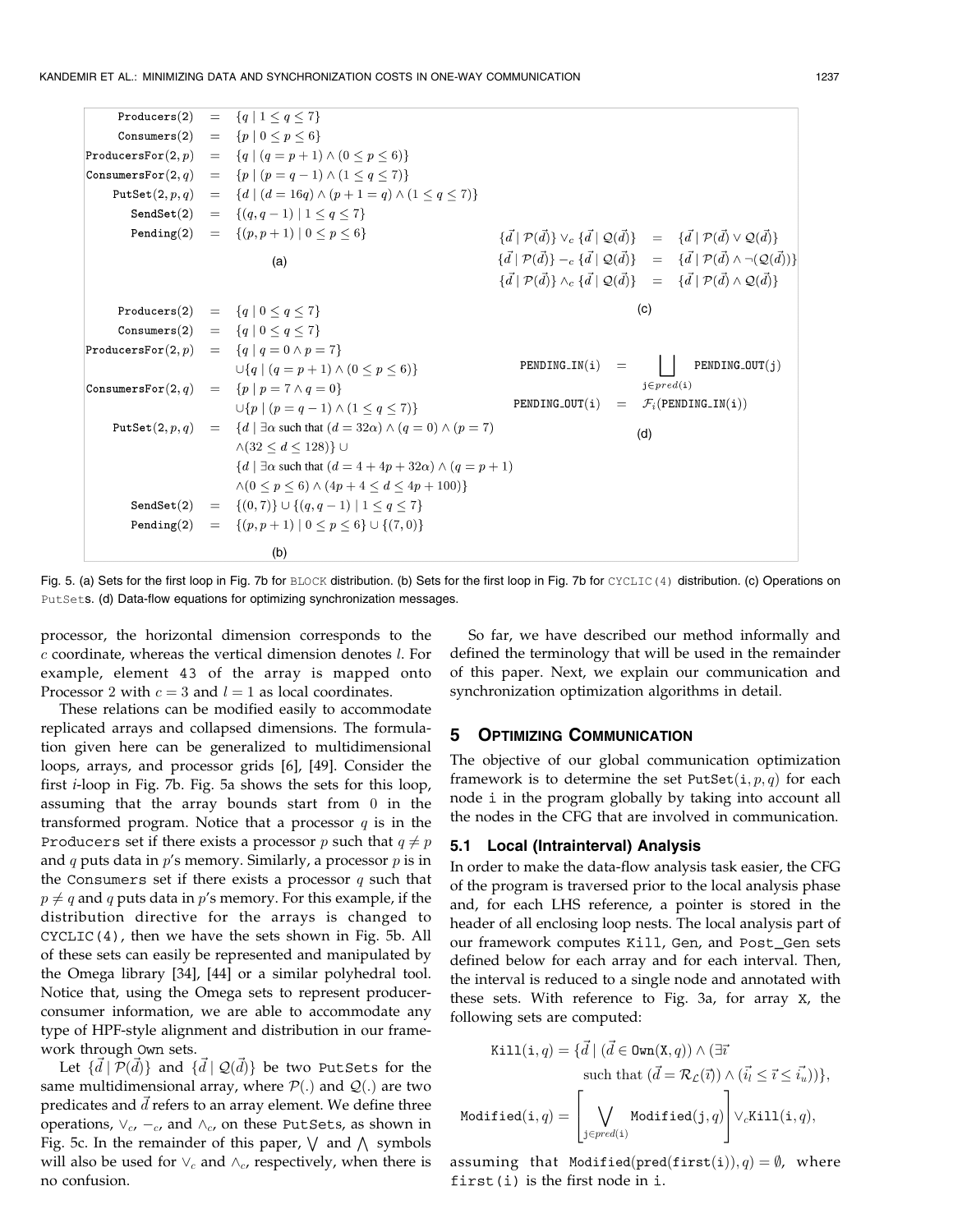$$
\begin{aligned}
\texttt{Producers(2)} &= \{q \mid 1 \le q \le 7\} \\
\texttt{Consumers(2)} &= \{p \mid 0 \le p \le 6\} \\
\texttt{ProducersFor(2},p) &= \{q \mid (q = p+1) \wedge (0 \le p \le 6)\} \\
\texttt{ConsumersFor(2},q) &= \{p \mid (p = q-1) \wedge (1 \le q \le 7)\} \\
\texttt{PutSet(2},p,q) &= \{d \mid (d = 16q) \wedge (p+1 = q) \wedge (1 \le q \le 7)\} \\
\texttt{SendSet(2)} &= \{(q, q-1) \mid 1 \le q \le 7\} \\
\texttt{Pending(2)} &= \{(p, p+1) \mid 0 \le p \le 6\}
\end{aligned}
$$

(a)

$$
\begin{aligned}
\texttt{Producers(2)} &= \{q \mid 0 \le q \le 7\} \\
\texttt{Consumers(2)} &= \{q \mid 0 \le q \le 7\} \\
\texttt{ProducersFor(2},p) &= \{q \mid q = 0 \wedge p = 7\} \\
&\quad \cup \{q \mid (q = p+1) \wedge (0 \le p \le 6)\} \\
\texttt{ConsumersFor(2},q) &= \{p \mid p = 7 \wedge q = 0\} \\
&\quad \cup \{p \mid (p = q-1) \wedge (1 \le q \le 7)\} \\
\texttt{PutSet(2},p,q) &= \{d \mid \exists \alpha \text{ such that } (d = 32\alpha) \wedge (q = 0) \wedge (p = 7) \\
&\quad \wedge (32 \le d \le 128)\} \cup \\
&\quad \{d \mid \exists \alpha \text{ such that } (d = 4 + 4p + 32\alpha) \wedge (q = p+1) \\
&\quad \wedge (0 \le p \le 6) \wedge (4p + 4 \le d \le 4p + 100)\} \\
\texttt{SendSet(2)} &= \{(0,7)\} \cup \{(q, q-1) \mid 1 \le q \le 7\} \\
\texttt{Pending(2)} &= \{(p, p+1) \mid 0 \le p \le 6\} \cup \{(7,0)\}
\end{aligned}
$$

(b)

$$
\begin{aligned}
\{\vec{d} \mid \mathcal{P}(\vec{d})\} \vee_c \{\vec{d} \mid \mathcal{Q}(\vec{d})\} &= \{\vec{d} \mid \mathcal{P}(\vec{d}) \vee \mathcal{Q}(\vec{d})\} \\
\{\vec{d} \mid \mathcal{P}(\vec{d})\} -_c \{\vec{d} \mid \mathcal{Q}(\vec{d})\} &= \{\vec{d} \mid \mathcal{P}(\vec{d}) \wedge \neg(\mathcal{Q}(\vec{d}))\} \\
\{\vec{d} \mid \mathcal{P}(\vec{d})\} \wedge_c \{\vec{d} \mid \mathcal{Q}(\vec{d})\} &= \{\vec{d} \mid \mathcal{P}(\vec{d}) \wedge \mathcal{Q}(\vec{d})\}
\end{aligned}
$$

(c)

$$
\begin{aligned}
\texttt{PENDING\_IN(i)} &= \bigsqcup_{\texttt{j} \in pred(\texttt{i})} \texttt{PENDING\_OUT(j)} \\
\texttt{PENDING\_OUT(i)} &= \mathcal{F}_i(\texttt{PENDING\_IN(i)})
\end{aligned}
$$

(d)

Fig. 5. (a) Sets for the first loop in Fig. 7b for BLOCK distribution. (b) Sets for the first loop in Fig. 7b for CYCLIC(4) distribution. (c) Operations on PutSets. (d) Data-flow equations for optimizing synchronization messages.

processor, the horizontal dimension corresponds to the $c$ coordinate, whereas the vertical dimension denotes $l$. For example, element 43 of the array is mapped onto Processor 2 with $c = 3$ and $l = 1$ as local coordinates.

These relations can be modified easily to accommodate replicated arrays and collapsed dimensions. The formulation given here can be generalized to multidimensional loops, arrays, and processor grids [6], [49]. Consider the first $i$-loop in Fig. 7b. Fig. 5a shows the sets for this loop, assuming that the array bounds start from 0 in the transformed program. Notice that a processor $q$ is in the Producers set if there exists a processor $p$ such that $q \neq p$ and $q$ puts data in $p$'s memory. Similarly, a processor $p$ is in the Consumers set if there exists a processor $q$ such that $p \neq q$ and $q$ puts data in $p$'s memory. For this example, if the distribution directive for the arrays is changed to CYCLIC(4), then we have the sets shown in Fig. 5b. All of these sets can easily be represented and manipulated by the Omega library [34], [44] or a similar polyhedral tool. Notice that, using the Omega sets to represent producer-consumer information, we are able to accommodate any type of HPF-style alignment and distribution in our framework through Own sets.

Let $\{\vec{d} \mid \mathcal{P}(\vec{d})\}$ and $\{\vec{d} \mid \mathcal{Q}(\vec{d})\}$ be two PutSets for the same multidimensional array, where $\mathcal{P}(.)$ and $\mathcal{Q}(.)$ are two predicates and $\vec{d}$ refers to an array element. We define three operations, $\vee_c$, $-_c$, and $\wedge_c$, on these PutSets, as shown in Fig. 5c. In the remainder of this paper, $\bigvee$ and $\bigwedge$ symbols will also be used for $\vee_c$ and $\wedge_c$, respectively, when there is no confusion.

So far, we have described our method informally and defined the terminology that will be used in the remainder of this paper. Next, we explain our communication and synchronization optimization algorithms in detail.

## 5 Optimizing Communication

The objective of our global communication optimization framework is to determine the set PutSet$(\texttt{i}, p, q)$ for each node i in the program globally by taking into account all the nodes in the CFG that are involved in communication.

### 5.1 Local (Intrainterval) Analysis

In order to make the data-flow analysis task easier, the CFG of the program is traversed prior to the local analysis phase and, for each LHS reference, a pointer is stored in the header of all enclosing loop nests. The local analysis part of our framework computes Kill, Gen, and Post_Gen sets defined below for each array and for each interval. Then, the interval is reduced to a single node and annotated with these sets. With reference to Fig. 3a, for array X, the following sets are computed:

$$
\begin{aligned}
\texttt{Kill(i},q) = \{\vec{d} \mid (\vec{d} \in \texttt{Own(X},q)) \wedge (\exists \vec{\imath} \\
\text{such that } (\vec{d} = \mathcal{R}_{\mathcal{L}}(\vec{\imath})) \wedge (\vec{\imath_l} \le \vec{\imath} \le \vec{\imath_u}))\},
\end{aligned}
$$

$$
\texttt{Modified(i},q) = \left[ \bigvee_{\texttt{j} \in pred(\texttt{i})} \texttt{Modified(j},q) \right] \vee_c \texttt{Kill(i},q),
$$

assuming that $\texttt{Modified(pred(first(i))},q) = \emptyset$, where first(i) is the first node in i.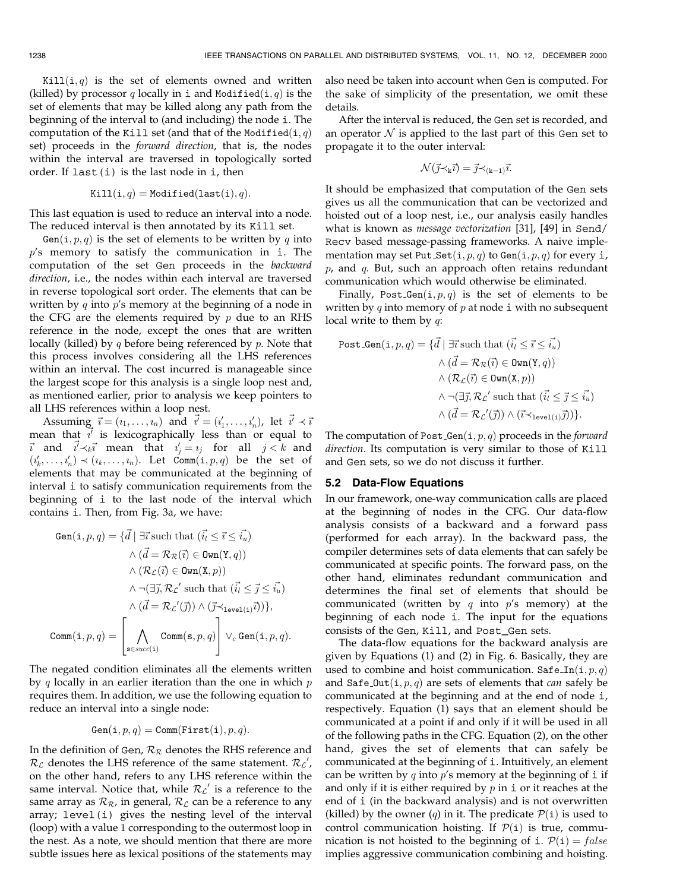$\texttt{Kill}(\texttt{i}, q)$ is the set of elements owned and written (killed) by processor $q$ locally in i and $\texttt{Modified}(\texttt{i}, q)$ is the set of elements that may be killed along any path from the beginning of the interval to (and including) the node i. The computation of the Kill set (and that of the $\texttt{Modified}(\texttt{i}, q)$ set) proceeds in the *forward direction*, that is, the nodes within the interval are traversed in topologically sorted order. If last(i) is the last node in i, then

$$\texttt{Kill}(\texttt{i}, q) = \texttt{Modified}(\texttt{last}(\texttt{i}), q).$$

This last equation is used to reduce an interval into a node. The reduced interval is then annotated by its Kill set.

$\texttt{Gen}(\texttt{i}, p, q)$ is the set of elements to be written by $q$ into $p$'s memory to satisfy the communication in i. The computation of the set Gen proceeds in the *backward direction*, i.e., the nodes within each interval are traversed in reverse topological sort order. The elements that can be written by $q$ into $p$'s memory at the beginning of a node in the CFG are the elements required by $p$ due to an RHS reference in the node, except the ones that are written locally (killed) by $q$ before being referenced by $p$. Note that this process involves considering all the LHS references within an interval. The cost incurred is manageable since the largest scope for this analysis is a single loop nest and, as mentioned earlier, prior to analysis we keep pointers to all LHS references within a loop nest.

Assuming $\vec{\imath} = (\imath_1, \ldots, \imath_n)$ and $\vec{\imath}' = (\imath'_1, \ldots, \imath'_n)$, let $\vec{\imath}' \prec \vec{\imath}$ mean that $\vec{\imath}'$ is lexicographically less than or equal to $\vec{\imath}$ and $\vec{\imath}' \prec_k \vec{\imath}$ mean that $\imath'_j = \imath_j$ for all $j < k$ and $(\imath'_k, \ldots, \imath'_n) \prec (\imath_k, \ldots, \imath_n)$. Let $\texttt{Comm}(\texttt{i}, p, q)$ be the set of elements that may be communicated at the beginning of interval i to satisfy communication requirements from the beginning of i to the last node of the interval which contains i. Then, from Fig. 3a, we have:

$$\begin{aligned}
\texttt{Gen}(\texttt{i}, p, q) = \{\vec{d} \mid\ & \exists \vec{\imath} \text{ such that } (\vec{\imath_l} \leq \vec{\imath} \leq \vec{\imath_u}) \\
& \wedge (\vec{d} = \mathcal{R}_{\mathcal{R}}(\vec{\imath}) \in \texttt{Own}(\texttt{Y}, q)) \\
& \wedge (\mathcal{R}_{\mathcal{L}}(\vec{\imath}) \in \texttt{Own}(\texttt{X}, p)) \\
& \wedge \neg(\exists \vec{\jmath}, \mathcal{R}_{\mathcal{L}}' \text{ such that } (\vec{\imath_l} \leq \vec{\jmath} \leq \vec{\imath_u}) \\
& \wedge (\vec{d} = \mathcal{R}_{\mathcal{L}}'(\vec{\jmath})) \wedge (\vec{\jmath} \prec_{\texttt{level(i)}} \vec{\imath}))\},
\end{aligned}$$

$$\texttt{Comm}(\texttt{i}, p, q) = \left[ \bigwedge_{\texttt{s} \in succ(\texttt{i})} \texttt{Comm}(\texttt{s}, p, q) \right] \vee_c \texttt{Gen}(\texttt{i}, p, q).$$

The negated condition eliminates all the elements written by $q$ locally in an earlier iteration than the one in which $p$ requires them. In addition, we use the following equation to reduce an interval into a single node:

$$\texttt{Gen}(\texttt{i}, p, q) = \texttt{Comm}(\texttt{First}(\texttt{i}), p, q).$$

In the definition of Gen, $\mathcal{R}_{\mathcal{R}}$ denotes the RHS reference and $\mathcal{R}_{\mathcal{L}}$ denotes the LHS reference of the same statement. $\mathcal{R}_{\mathcal{L}}'$, on the other hand, refers to any LHS reference within the same interval. Notice that, while $\mathcal{R}_{\mathcal{L}}'$ is a reference to the same array as $\mathcal{R}_{\mathcal{R}}$, in general, $\mathcal{R}_{\mathcal{L}}$ can be a reference to any array; level(i) gives the nesting level of the interval (loop) with a value 1 corresponding to the outermost loop in the nest. As a note, we should mention that there are more subtle issues here as lexical positions of the statements may also need be taken into account when Gen is computed. For the sake of simplicity of the presentation, we omit these details.

After the interval is reduced, the Gen set is recorded, and an operator $\mathcal{N}$ is applied to the last part of this Gen set to propagate it to the outer interval:

$$\mathcal{N}(\vec{\jmath} \prec_{\texttt{k}} \vec{\imath}) = \vec{\jmath} \prec_{(\texttt{k}-1)} \vec{\imath}.$$

It should be emphasized that computation of the Gen sets gives us all the communication that can be vectorized and hoisted out of a loop nest, i.e., our analysis easily handles what is known as *message vectorization* [31], [49] in Send/Recv based message-passing frameworks. A naive implementation may set $\texttt{Put\_Set}(\texttt{i}, p, q)$ to $\texttt{Gen}(\texttt{i}, p, q)$ for every i, $p$, and $q$. But, such an approach often retains redundant communication which would otherwise be eliminated.

Finally, $\texttt{Post\_Gen}(\texttt{i}, p, q)$ is the set of elements to be written by $q$ into memory of $p$ at node i with no subsequent local write to them by $q$:

$$\begin{aligned}
\texttt{Post\_Gen}(\texttt{i}, p, q) = \{\vec{d} \mid\ & \exists \vec{\imath} \text{ such that } (\vec{\imath_l} \leq \vec{\imath} \leq \vec{\imath_u}) \\
& \wedge (\vec{d} = \mathcal{R}_{\mathcal{R}}(\vec{\imath}) \in \texttt{Own}(\texttt{Y}, q)) \\
& \wedge (\mathcal{R}_{\mathcal{L}}(\vec{\imath}) \in \texttt{Own}(\texttt{X}, p)) \\
& \wedge \neg(\exists \vec{\jmath}, \mathcal{R}_{\mathcal{L}}' \text{ such that } (\vec{\imath_l} \leq \vec{\jmath} \leq \vec{\imath_u}) \\
& \wedge (\vec{d} = \mathcal{R}_{\mathcal{L}}'(\vec{\jmath})) \wedge (\vec{\imath} \prec_{\texttt{level(i)}} \vec{\jmath}))\}.
\end{aligned}$$

The computation of $\texttt{Post\_Gen}(\texttt{i}, p, q)$ proceeds in the *forward direction*. Its computation is very similar to those of Kill and Gen sets, so we do not discuss it further.

### 5.2 Data-Flow Equations

In our framework, one-way communication calls are placed at the beginning of nodes in the CFG. Our data-flow analysis consists of a backward and a forward pass (performed for each array). In the backward pass, the compiler determines sets of data elements that can safely be communicated at specific points. The forward pass, on the other hand, eliminates redundant communication and determines the final set of elements that should be communicated (written by $q$ into $p$'s memory) at the beginning of each node i. The input for the equations consists of the Gen, Kill, and Post_Gen sets.

The data-flow equations for the backward analysis are given by Equations (1) and (2) in Fig. 6. Basically, they are used to combine and hoist communication. $\texttt{Safe\_In}(\texttt{i}, p, q)$ and $\texttt{Safe\_Out}(\texttt{i}, p, q)$ are sets of elements that *can* safely be communicated at the beginning and at the end of node i, respectively. Equation (1) says that an element should be communicated at a point if and only if it will be used in all of the following paths in the CFG. Equation (2), on the other hand, gives the set of elements that can safely be communicated at the beginning of i. Intuitively, an element can be written by $q$ into $p$'s memory at the beginning of i if and only if it is either required by $p$ in i or it reaches at the end of i (in the backward analysis) and is not overwritten (killed) by the owner ($q$) in it. The predicate $\mathcal{P}(\texttt{i})$ is used to control communication hoisting. If $\mathcal{P}(\texttt{i})$ is true, communication is not hoisted to the beginning of i. $\mathcal{P}(\texttt{i}) = false$ implies aggressive communication combining and hoisting.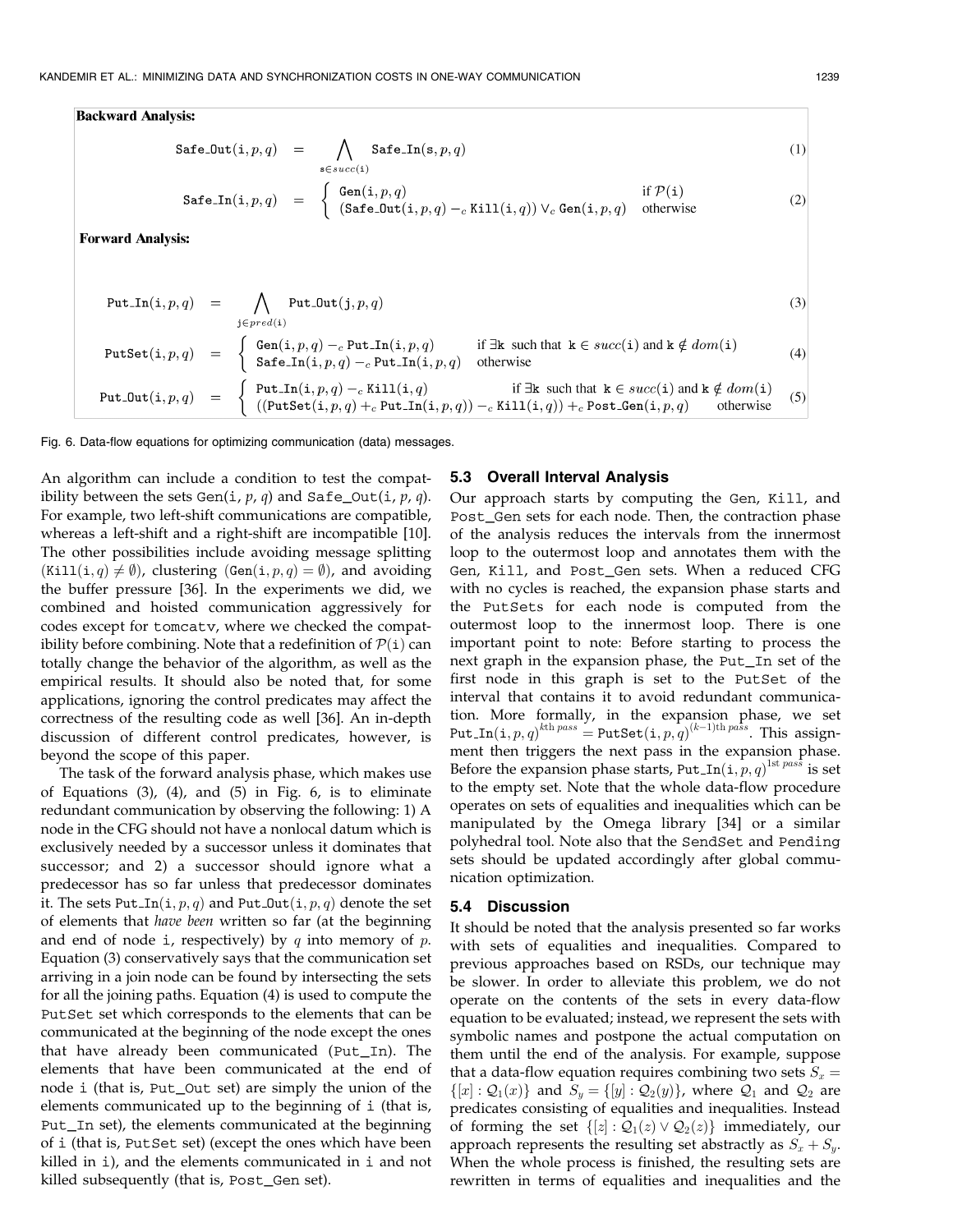**Backward Analysis:**

$$\texttt{Safe\_Out}(\texttt{i},p,q) \;=\; \bigwedge_{\texttt{s}\in succ(\texttt{i})} \texttt{Safe\_In}(\texttt{s},p,q) \tag{1}$$

$$\texttt{Safe\_In}(\texttt{i},p,q) \;=\; \begin{cases} \texttt{Gen}(\texttt{i},p,q) & \text{if } \mathcal{P}(\texttt{i}) \\ (\texttt{Safe\_Out}(\texttt{i},p,q) -_c \texttt{Kill}(\texttt{i},q)) \vee_c \texttt{Gen}(\texttt{i},p,q) & \text{otherwise} \end{cases} \tag{2}$$

**Forward Analysis:**

$$\texttt{Put\_In}(\texttt{i},p,q) \;=\; \bigwedge_{\texttt{j}\in pred(\texttt{i})} \texttt{Put\_Out}(\texttt{j},p,q) \tag{3}$$

$$\texttt{PutSet}(\texttt{i},p,q) \;=\; \begin{cases} \texttt{Gen}(\texttt{i},p,q) -_c \texttt{Put\_In}(\texttt{i},p,q) & \text{if } \exists \texttt{k} \text{ such that } \texttt{k}\in succ(\texttt{i}) \text{ and } \texttt{k}\notin dom(\texttt{i}) \\ \texttt{Safe\_In}(\texttt{i},p,q) -_c \texttt{Put\_In}(\texttt{i},p,q) & \text{otherwise} \end{cases} \tag{4}$$

$$\texttt{Put\_Out}(\texttt{i},p,q) \;=\; \begin{cases} \texttt{Put\_In}(\texttt{i},p,q) -_c \texttt{Kill}(\texttt{i},q) & \text{if } \exists \texttt{k} \text{ such that } \texttt{k}\in succ(\texttt{i}) \text{ and } \texttt{k}\notin dom(\texttt{i}) \\ ((\texttt{PutSet}(\texttt{i},p,q) +_c \texttt{Put\_In}(\texttt{i},p,q)) -_c \texttt{Kill}(\texttt{i},q)) +_c \texttt{Post\_Gen}(\texttt{i},p,q) & \text{otherwise} \end{cases} \tag{5}$$

Fig. 6. Data-flow equations for optimizing communication (data) messages.

An algorithm can include a condition to test the compatibility between the sets Gen(i, $p$, $q$) and Safe_Out(i, $p$, $q$). For example, two left-shift communications are compatible, whereas a left-shift and a right-shift are incompatible [10]. The other possibilities include avoiding message splitting ($\texttt{Kill}(\texttt{i},q) \neq \emptyset$), clustering ($\texttt{Gen}(\texttt{i},p,q) = \emptyset$), and avoiding the buffer pressure [36]. In the experiments we did, we combined and hoisted communication aggressively for codes except for tomcatv, where we checked the compatibility before combining. Note that a redefinition of $\mathcal{P}(\texttt{i})$ can totally change the behavior of the algorithm, as well as the empirical results. It should also be noted that, for some applications, ignoring the control predicates may affect the correctness of the resulting code as well [36]. An in-depth discussion of different control predicates, however, is beyond the scope of this paper.

The task of the forward analysis phase, which makes use of Equations (3), (4), and (5) in Fig. 6, is to eliminate redundant communication by observing the following: 1) A node in the CFG should not have a nonlocal datum which is exclusively needed by a successor unless it dominates that successor; and 2) a successor should ignore what a predecessor has so far unless that predecessor dominates it. The sets $\texttt{Put\_In}(\texttt{i},p,q)$ and $\texttt{Put\_Out}(\texttt{i},p,q)$ denote the set of elements that *have been* written so far (at the beginning and end of node i, respectively) by $q$ into memory of $p$. Equation (3) conservatively says that the communication set arriving in a join node can be found by intersecting the sets for all the joining paths. Equation (4) is used to compute the PutSet set which corresponds to the elements that can be communicated at the beginning of the node except the ones that have already been communicated (Put_In). The elements that have been communicated at the end of node i (that is, Put_Out set) are simply the union of the elements communicated up to the beginning of i (that is, Put_In set), the elements communicated at the beginning of i (that is, PutSet set) (except the ones which have been killed in i), and the elements communicated in i and not killed subsequently (that is, Post_Gen set).

### 5.3 Overall Interval Analysis

Our approach starts by computing the Gen, Kill, and Post_Gen sets for each node. Then, the contraction phase of the analysis reduces the intervals from the innermost loop to the outermost loop and annotates them with the Gen, Kill, and Post_Gen sets. When a reduced CFG with no cycles is reached, the expansion phase starts and the PutSets for each node is computed from the outermost loop to the innermost loop. There is one important point to note: Before starting to process the next graph in the expansion phase, the Put_In set of the first node in this graph is set to the PutSet of the interval that contains it to avoid redundant communication. More formally, in the expansion phase, we set $\texttt{Put\_In}(\texttt{i},p,q)^{k\text{th } pass} = \texttt{PutSet}(\texttt{i},p,q)^{(k-1)\text{th } pass}$. This assignment then triggers the next pass in the expansion phase. Before the expansion phase starts, $\texttt{Put\_In}(\texttt{i},p,q)^{1\text{st } pass}$ is set to the empty set. Note that the whole data-flow procedure operates on sets of equalities and inequalities which can be manipulated by the Omega library [34] or a similar polyhedral tool. Note also that the SendSet and Pending sets should be updated accordingly after global communication optimization.

### 5.4 Discussion

It should be noted that the analysis presented so far works with sets of equalities and inequalities. Compared to previous approaches based on RSDs, our technique may be slower. In order to alleviate this problem, we do not operate on the contents of the sets in every data-flow equation to be evaluated; instead, we represent the sets with symbolic names and postpone the actual computation on them until the end of the analysis. For example, suppose that a data-flow equation requires combining two sets $S_x = \{[x] : \mathcal{Q}_1(x)\}$ and $S_y = \{[y] : \mathcal{Q}_2(y)\}$, where $\mathcal{Q}_1$ and $\mathcal{Q}_2$ are predicates consisting of equalities and inequalities. Instead of forming the set $\{[z] : \mathcal{Q}_1(z) \vee \mathcal{Q}_2(z)\}$ immediately, our approach represents the resulting set abstractly as $S_x + S_y$. When the whole process is finished, the resulting sets are rewritten in terms of equalities and inequalities and the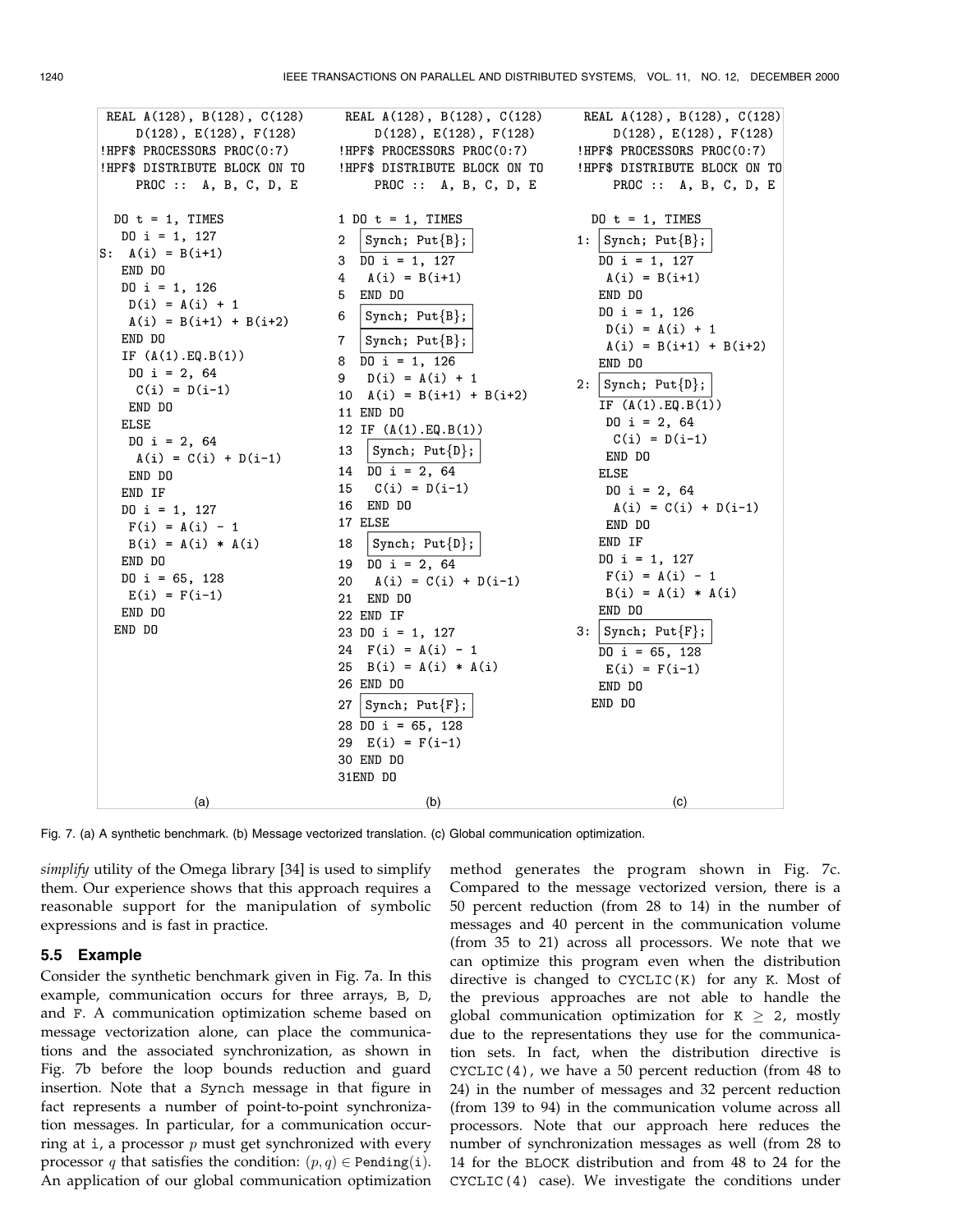```
 REAL A(128), B(128), C(128)
     D(128), E(128), F(128)
!HPF$ PROCESSORS PROC(0:7)
!HPF$ DISTRIBUTE BLOCK ON TO
     PROC :: A, B, C, D, E

  DO t = 1, TIMES
   DO i = 1, 127
S:  A(i) = B(i+1)
   END DO
   DO i = 1, 126
    D(i) = A(i) + 1
    A(i) = B(i+1) + B(i+2)
   END DO
   IF (A(1).EQ.B(1))
    DO i = 2, 64
     C(i) = D(i-1)
    END DO
   ELSE
    DO i = 2, 64
     A(i) = C(i) + D(i-1)
    END DO
   END IF
   DO i = 1, 127
    F(i) = A(i) - 1
    B(i) = A(i) * A(i)
   END DO
   DO i = 65, 128
    E(i) = F(i-1)
   END DO
  END DO
```

(a)

```
 REAL A(128), B(128), C(128)
     D(128), E(128), F(128)
!HPF$ PROCESSORS PROC(0:7)
!HPF$ DISTRIBUTE BLOCK ON TO
     PROC :: A, B, C, D, E

1 DO t = 1, TIMES
2   Synch; Put{B};
3   DO i = 1, 127
4    A(i) = B(i+1)
5   END DO
6   Synch; Put{B};
7   Synch; Put{B};
8   DO i = 1, 126
9    D(i) = A(i) + 1
10   A(i) = B(i+1) + B(i+2)
11  END DO
12  IF (A(1).EQ.B(1))
13   Synch; Put{D};
14   DO i = 2, 64
15    C(i) = D(i-1)
16   END DO
17  ELSE
18   Synch; Put{D};
19   DO i = 2, 64
20    A(i) = C(i) + D(i-1)
21   END DO
22  END IF
23  DO i = 1, 127
24   F(i) = A(i) - 1
25   B(i) = A(i) * A(i)
26  END DO
27  Synch; Put{F};
28  DO i = 65, 128
29   E(i) = F(i-1)
30  END DO
31 END DO
```

(b)

```
 REAL A(128), B(128), C(128)
     D(128), E(128), F(128)
!HPF$ PROCESSORS PROC(0:7)
!HPF$ DISTRIBUTE BLOCK ON TO
     PROC :: A, B, C, D, E

   DO t = 1, TIMES
1:  Synch; Put{B};
    DO i = 1, 127
     A(i) = B(i+1)
    END DO
    DO i = 1, 126
     D(i) = A(i) + 1
     A(i) = B(i+1) + B(i+2)
    END DO
2:  Synch; Put{D};
    IF (A(1).EQ.B(1))
     DO i = 2, 64
      C(i) = D(i-1)
     END DO
    ELSE
     DO i = 2, 64
      A(i) = C(i) + D(i-1)
     END DO
    END IF
    DO i = 1, 127
     F(i) = A(i) - 1
     B(i) = A(i) * A(i)
    END DO
3:  Synch; Put{F};
    DO i = 65, 128
     E(i) = F(i-1)
    END DO
   END DO
```

(c)

Fig. 7. (a) A synthetic benchmark. (b) Message vectorized translation. (c) Global communication optimization.

*simplify* utility of the Omega library [34] is used to simplify them. Our experience shows that this approach requires a reasonable support for the manipulation of symbolic expressions and is fast in practice.

### 5.5 Example

Consider the synthetic benchmark given in Fig. 7a. In this example, communication occurs for three arrays, B, D, and F. A communication optimization scheme based on message vectorization alone, can place the communications and the associated synchronization, as shown in Fig. 7b before the loop bounds reduction and guard insertion. Note that a Synch message in that figure in fact represents a number of point-to-point synchronization messages. In particular, for a communication occurring at i, a processor $p$ must get synchronized with every processor $q$ that satisfies the condition: $(p, q) \in \texttt{Pending}(\texttt{i})$. An application of our global communication optimization method generates the program shown in Fig. 7c. Compared to the message vectorized version, there is a 50 percent reduction (from 28 to 14) in the number of messages and 40 percent in the communication volume (from 35 to 21) across all processors. We note that we can optimize this program even when the distribution directive is changed to CYCLIC(K) for any K. Most of the previous approaches are not able to handle the global communication optimization for $\texttt{K} \geq 2$, mostly due to the representations they use for the communication sets. In fact, when the distribution directive is CYCLIC(4), we have a 50 percent reduction (from 48 to 24) in the number of messages and 32 percent reduction (from 139 to 94) in the communication volume across all processors. Note that our approach here reduces the number of synchronization messages as well (from 28 to 14 for the BLOCK distribution and from 48 to 24 for the CYCLIC(4) case). We investigate the conditions under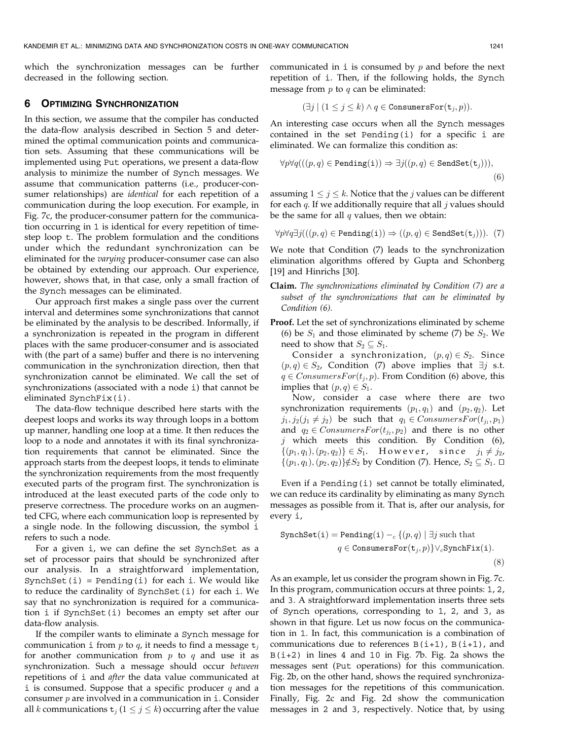which the synchronization messages can be further decreased in the following section.

## 6 Optimizing Synchronization

In this section, we assume that the compiler has conducted the data-flow analysis described in Section 5 and determined the optimal communication points and communication sets. Assuming that these communications will be implemented using `Put` operations, we present a data-flow analysis to minimize the number of `Synch` messages. We assume that communication patterns (i.e., producer-consumer relationships) are *identical* for each repetition of a communication during the loop execution. For example, in Fig. 7c, the producer-consumer pattern for the communication occurring in `1` is identical for every repetition of timestep loop `t`. The problem formulation and the conditions under which the redundant synchronization can be eliminated for the *varying* producer-consumer case can also be obtained by extending our approach. Our experience, however, shows that, in that case, only a small fraction of the `Synch` messages can be eliminated.

Our approach first makes a single pass over the current interval and determines some synchronizations that cannot be eliminated by the analysis to be described. Informally, if a synchronization is repeated in the program in different places with the same producer-consumer and is associated with (the part of a same) buffer and there is no intervening communication in the synchronization direction, then that synchronization cannot be eliminated. We call the set of synchronizations (associated with a node `i`) that cannot be eliminated `SynchFix(i)`.

The data-flow technique described here starts with the deepest loops and works its way through loops in a bottom up manner, handling one loop at a time. It then reduces the loop to a node and annotates it with its final synchronization requirements that cannot be eliminated. Since the approach starts from the deepest loops, it tends to eliminate the synchronization requirements from the most frequently executed parts of the program first. The synchronization is introduced at the least executed parts of the code only to preserve correctness. The procedure works on an augmented CFG, where each communication loop is represented by a single node. In the following discussion, the symbol `i` refers to such a node.

For a given `i`, we can define the set `SynchSet` as a set of processor pairs that should be synchronized after our analysis. In a straightforward implementation, `SynchSet(i) = Pending(i)` for each `i`. We would like to reduce the cardinality of `SynchSet(i)` for each `i`. We say that no synchronization is required for a communication `i` if `SynchSet(i)` becomes an empty set after our data-flow analysis.

If the compiler wants to eliminate a `Synch` message for communication `i` from $p$ to $q$, it needs to find a message $\mathtt{t}_j$ for another communication from $p$ to $q$ and use it as synchronization. Such a message should occur *between* repetitions of `i` and *after* the data value communicated at `i` is consumed. Suppose that a specific producer $q$ and a consumer $p$ are involved in a communication in `i`. Consider all $k$ communications $\mathtt{t}_j$ $(1 \leq j \leq k)$ occurring after the value communicated in `i` is consumed by $p$ and before the next repetition of `i`. Then, if the following holds, the `Synch` message from $p$ to $q$ can be eliminated:

$$(\exists j \mid (1 \leq j \leq k) \wedge q \in \mathtt{ConsumersFor}(\mathtt{t}_j, p)).$$

An interesting case occurs when all the `Synch` messages contained in the set `Pending(i)` for a specific `i` are eliminated. We can formalize this condition as:

$$\forall p \forall q (((p,q) \in \mathtt{Pending(i)}) \Rightarrow \exists j ((p,q) \in \mathtt{SendSet}(\mathtt{t}_j))), \tag{6}$$

assuming $1 \leq j \leq k$. Notice that the $j$ values can be different for each $q$. If we additionally require that all $j$ values should be the same for all $q$ values, then we obtain:

$$\forall p \forall q \exists j (((p,q) \in \mathtt{Pending(i)}) \Rightarrow ((p,q) \in \mathtt{SendSet}(\mathtt{t}_j))). \tag{7}$$

We note that Condition (7) leads to the synchronization elimination algorithms offered by Gupta and Schonberg [19] and Hinrichs [30].

**Claim.** *The synchronizations eliminated by Condition (7) are a subset of the synchronizations that can be eliminated by Condition (6).*

**Proof.** Let the set of synchronizations eliminated by scheme (6) be $S_1$ and those eliminated by scheme (7) be $S_2$. We need to show that $S_2 \subseteq S_1$.

Consider a synchronization, $(p,q) \in S_2$. Since $(p,q) \in S_2$, Condition (7) above implies that $\exists j$ s.t. $q \in ConsumersFor(t_j, p)$. From Condition (6) above, this implies that $(p,q) \in S_1$.

Now, consider a case where there are two synchronization requirements $(p_1, q_1)$ and $(p_2, q_2)$. Let $j_1, j_2 (j_1 \neq j_2)$ be such that $q_1 \in ConsumersFor(t_{j_1}, p_1)$ and $q_2 \in ConsumersFor(t_{j_2}, p_2)$ and there is no other $j$ which meets this condition. By Condition (6), $\{(p_1,q_1),(p_2,q_2)\} \in S_1$. However, since $j_1 \neq j_2$, $\{(p_1,q_1),(p_2,q_2)\} \notin S_2$ by Condition (7). Hence, $S_2 \subseteq S_1$. □

Even if a `Pending(i)` set cannot be totally eliminated, we can reduce its cardinality by eliminating as many `Synch` messages as possible from it. That is, after our analysis, for every `i`,

$$\mathtt{SynchSet(i)} = \mathtt{Pending(i)} -_c \{(p,q) \mid \exists j \text{ such that } q \in \mathtt{ConsumersFor}(\mathtt{t}_j, p)\} \vee_c \mathtt{SynchFix(i)}. \tag{8}$$

As an example, let us consider the program shown in Fig. 7c. In this program, communication occurs at three points: `1`, `2`, and `3`. A straightforward implementation inserts three sets of `Synch` operations, corresponding to `1`, `2`, and `3`, as shown in that figure. Let us now focus on the communication in `1`. In fact, this communication is a combination of communications due to references `B(i+1)`, `B(i+1)`, and `B(i+2)` in lines `4` and `10` in Fig. 7b. Fig. 2a shows the messages sent (`Put` operations) for this communication. Fig. 2b, on the other hand, shows the required synchronization messages for the repetitions of this communication. Finally, Fig. 2c and Fig. 2d show the communication messages in `2` and `3`, respectively. Notice that, by using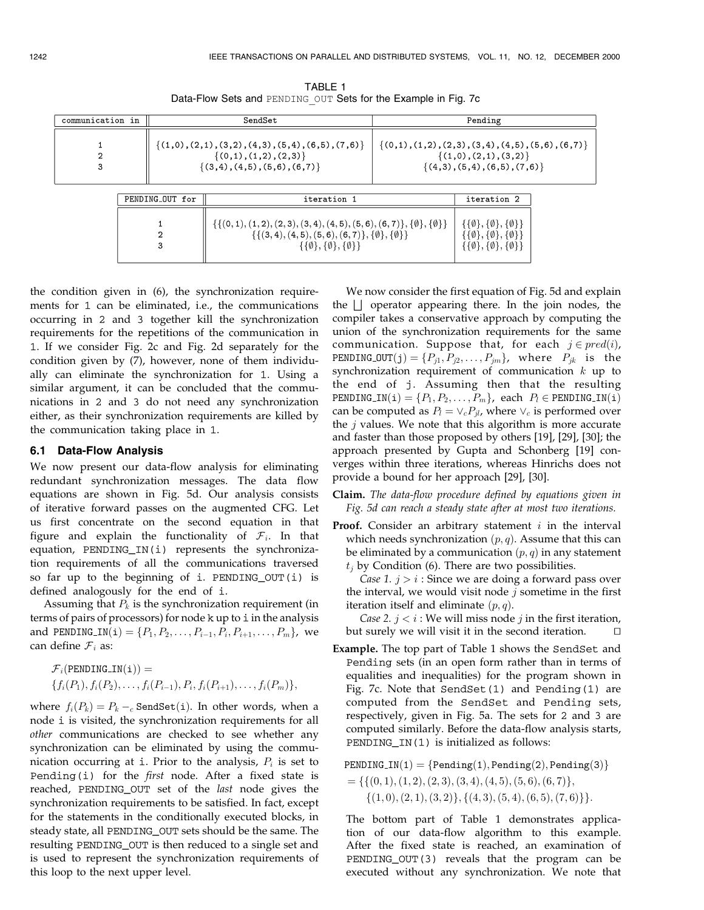TABLE 1
Data-Flow Sets and PENDING_OUT Sets for the Example in Fig. 7c

| communication in | SendSet | Pending |
|---|---|---|
| 1 | $\{(1,0),(2,1),(3,2),(4,3),(5,4),(6,5),(7,6)\}$ | $\{(0,1),(1,2),(2,3),(3,4),(4,5),(5,6),(6,7)\}$ |
| 2 | $\{(0,1),(1,2),(2,3)\}$ | $\{(1,0),(2,1),(3,2)\}$ |
| 3 | $\{(3,4),(4,5),(5,6),(6,7)\}$ | $\{(4,3),(5,4),(6,5),(7,6)\}$ |

| PENDING_OUT for | iteration 1 | iteration 2 |
|---|---|---|
| 1 | $\{\{(0,1),(1,2),(2,3),(3,4),(4,5),(5,6),(6,7)\},\{\emptyset\},\{\emptyset\}\}$ | $\{\{\emptyset\},\{\emptyset\},\{\emptyset\}\}$ |
| 2 | $\{\{(3,4),(4,5),(5,6),(6,7)\},\{\emptyset\},\{\emptyset\}\}$ | $\{\{\emptyset\},\{\emptyset\},\{\emptyset\}\}$ |
| 3 | $\{\{\emptyset\},\{\emptyset\},\{\emptyset\}\}$ | $\{\{\emptyset\},\{\emptyset\},\{\emptyset\}\}$ |

the condition given in (6), the synchronization requirements for 1 can be eliminated, i.e., the communications occurring in 2 and 3 together kill the synchronization requirements for the repetitions of the communication in 1. If we consider Fig. 2c and Fig. 2d separately for the condition given by (7), however, none of them individually can eliminate the synchronization for 1. Using a similar argument, it can be concluded that the communications in 2 and 3 do not need any synchronization either, as their synchronization requirements are killed by the communication taking place in 1.

### 6.1 Data-Flow Analysis

We now present our data-flow analysis for eliminating redundant synchronization messages. The data flow equations are shown in Fig. 5d. Our analysis consists of iterative forward passes on the augmented CFG. Let us first concentrate on the second equation in that figure and explain the functionality of $\mathcal{F}_i$. In that equation, PENDING_IN(i) represents the synchronization requirements of all the communications traversed so far up to the beginning of i. PENDING_OUT(i) is defined analogously for the end of i.

Assuming that $P_k$ is the synchronization requirement (in terms of pairs of processors) for node k up to i in the analysis and $\texttt{PENDING\_IN(i)} = \{P_1, P_2, \ldots, P_{i-1}, P_i, P_{i+1}, \ldots, P_m\}$, we can define $\mathcal{F}_i$ as:

$$\mathcal{F}_i(\texttt{PENDING\_IN(i)}) = \{f_i(P_1), f_i(P_2), \ldots, f_i(P_{i-1}), P_i, f_i(P_{i+1}), \ldots, f_i(P_m)\},$$

where $f_i(P_k) = P_k -_c \texttt{SendSet(i)}$. In other words, when a node i is visited, the synchronization requirements for all *other* communications are checked to see whether any synchronization can be eliminated by using the communication occurring at i. Prior to the analysis, $P_i$ is set to Pending(i) for the *first* node. After a fixed state is reached, PENDING_OUT set of the *last* node gives the synchronization requirements to be satisfied. In fact, except for the statements in the conditionally executed blocks, in steady state, all PENDING_OUT sets should be the same. The resulting PENDING_OUT is then reduced to a single set and is used to represent the synchronization requirements of this loop to the next upper level.

We now consider the first equation of Fig. 5d and explain the $\bigsqcup$ operator appearing there. In the join nodes, the compiler takes a conservative approach by computing the union of the synchronization requirements for the same communication. Suppose that, for each $j \in pred(i)$, $\texttt{PENDING\_OUT(j)} = \{P_{j1}, P_{j2}, \ldots, P_{jm}\}$, where $P_{jk}$ is the synchronization requirement of communication $k$ up to the end of j. Assuming then that the resulting $\texttt{PENDING\_IN(i)} = \{P_1, P_2, \ldots, P_m\}$, each $P_l \in \texttt{PENDING\_IN(i)}$ can be computed as $P_l = \vee_c P_{jl}$, where $\vee_c$ is performed over the $j$ values. We note that this algorithm is more accurate and faster than those proposed by others [19], [29], [30]; the approach presented by Gupta and Schonberg [19] converges within three iterations, whereas Hinrichs does not provide a bound for her approach [29], [30].

**Claim.** *The data-flow procedure defined by equations given in Fig. 5d can reach a steady state after at most two iterations.*

**Proof.** Consider an arbitrary statement $i$ in the interval which needs synchronization $(p, q)$. Assume that this can be eliminated by a communication $(p, q)$ in any statement $t_j$ by Condition (6). There are two possibilities.

*Case 1.* $j > i$ : Since we are doing a forward pass over the interval, we would visit node $j$ sometime in the first iteration itself and eliminate $(p, q)$.

*Case 2.* $j < i$ : We will miss node $j$ in the first iteration, but surely we will visit it in the second iteration. □

**Example.** The top part of Table 1 shows the SendSet and Pending sets (in an open form rather than in terms of equalities and inequalities) for the program shown in Fig. 7c. Note that SendSet(1) and Pending(1) are computed from the SendSet and Pending sets, respectively, given in Fig. 5a. The sets for 2 and 3 are computed similarly. Before the data-flow analysis starts, PENDING_IN(1) is initialized as follows:

$$\begin{aligned}
&\texttt{PENDING\_IN(1)} = \{\texttt{Pending(1)}, \texttt{Pending(2)}, \texttt{Pending(3)}\} \\
&= \{\{(0,1),(1,2),(2,3),(3,4),(4,5),(5,6),(6,7)\}, \\
&\quad \{(1,0),(2,1),(3,2)\}, \{(4,3),(5,4),(6,5),(7,6)\}\}.
\end{aligned}$$

The bottom part of Table 1 demonstrates application of our data-flow algorithm to this example. After the fixed state is reached, an examination of PENDING_OUT(3) reveals that the program can be executed without any synchronization. We note that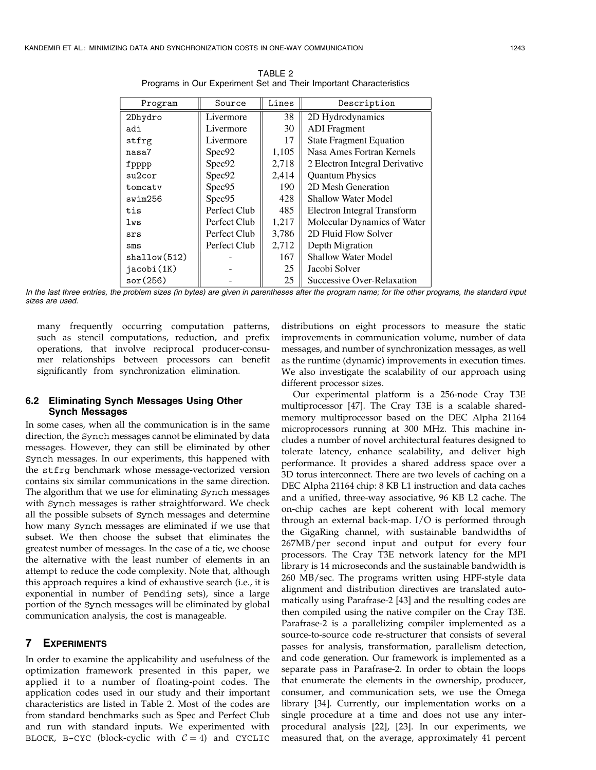TABLE 2
Programs in Our Experiment Set and Their Important Characteristics

| Program | Source | Lines | Description |
|---|---|---|---|
| 2Dhydro | Livermore | 38 | 2D Hydrodynamics |
| adi | Livermore | 30 | ADI Fragment |
| stfrg | Livermore | 17 | State Fragment Equation |
| nasa7 | Spec92 | 1,105 | Nasa Ames Fortran Kernels |
| fpppp | Spec92 | 2,718 | 2 Electron Integral Derivative |
| su2cor | Spec92 | 2,414 | Quantum Physics |
| tomcatv | Spec95 | 190 | 2D Mesh Generation |
| swim256 | Spec95 | 428 | Shallow Water Model |
| tis | Perfect Club | 485 | Electron Integral Transform |
| lws | Perfect Club | 1,217 | Molecular Dynamics of Water |
| srs | Perfect Club | 3,786 | 2D Fluid Flow Solver |
| sms | Perfect Club | 2,712 | Depth Migration |
| shallow(512) | - | 167 | Shallow Water Model |
| jacobi(1K) | - | 25 | Jacobi Solver |
| sor(256) | - | 25 | Successive Over-Relaxation |

*In the last three entries, the problem sizes (in bytes) are given in parentheses after the program name; for the other programs, the standard input sizes are used.*

many frequently occurring computation patterns, such as stencil computations, reduction, and prefix operations, that involve reciprocal producer-consumer relationships between processors can benefit significantly from synchronization elimination.

### 6.2 Eliminating Synch Messages Using Other Synch Messages

In some cases, when all the communication is in the same direction, the Synch messages cannot be eliminated by data messages. However, they can still be eliminated by other Synch messages. In our experiments, this happened with the stfrg benchmark whose message-vectorized version contains six similar communications in the same direction. The algorithm that we use for eliminating Synch messages with Synch messages is rather straightforward. We check all the possible subsets of Synch messages and determine how many Synch messages are eliminated if we use that subset. We then choose the subset that eliminates the greatest number of messages. In the case of a tie, we choose the alternative with the least number of elements in an attempt to reduce the code complexity. Note that, although this approach requires a kind of exhaustive search (i.e., it is exponential in number of Pending sets), since a large portion of the Synch messages will be eliminated by global communication analysis, the cost is manageable.

## 7 Experiments

In order to examine the applicability and usefulness of the optimization framework presented in this paper, we applied it to a number of floating-point codes. The application codes used in our study and their important characteristics are listed in Table 2. Most of the codes are from standard benchmarks such as Spec and Perfect Club and run with standard inputs. We experimented with BLOCK, B-CYC (block-cyclic with $\mathcal{C} = 4$) and CYCLIC distributions on eight processors to measure the static improvements in communication volume, number of data messages, and number of synchronization messages, as well as the runtime (dynamic) improvements in execution times. We also investigate the scalability of our approach using different processor sizes.

Our experimental platform is a 256-node Cray T3E multiprocessor [47]. The Cray T3E is a scalable shared-memory multiprocessor based on the DEC Alpha 21164 microprocessors running at 300 MHz. This machine includes a number of novel architectural features designed to tolerate latency, enhance scalability, and deliver high performance. It provides a shared address space over a 3D torus interconnect. There are two levels of caching on a DEC Alpha 21164 chip: 8 KB L1 instruction and data caches and a unified, three-way associative, 96 KB L2 cache. The on-chip caches are kept coherent with local memory through an external back-map. I/O is performed through the GigaRing channel, with sustainable bandwidths of 267MB/per second input and output for every four processors. The Cray T3E network latency for the MPI library is 14 microseconds and the sustainable bandwidth is 260 MB/sec. The programs written using HPF-style data alignment and distribution directives are translated automatically using Parafrase-2 [43] and the resulting codes are then compiled using the native compiler on the Cray T3E. Parafrase-2 is a parallelizing compiler implemented as a source-to-source code re-structurer that consists of several passes for analysis, transformation, parallelism detection, and code generation. Our framework is implemented as a separate pass in Parafrase-2. In order to obtain the loops that enumerate the elements in the ownership, producer, consumer, and communication sets, we use the Omega library [34]. Currently, our implementation works on a single procedure at a time and does not use any inter-procedural analysis [22], [23]. In our experiments, we measured that, on the average, approximately 41 percent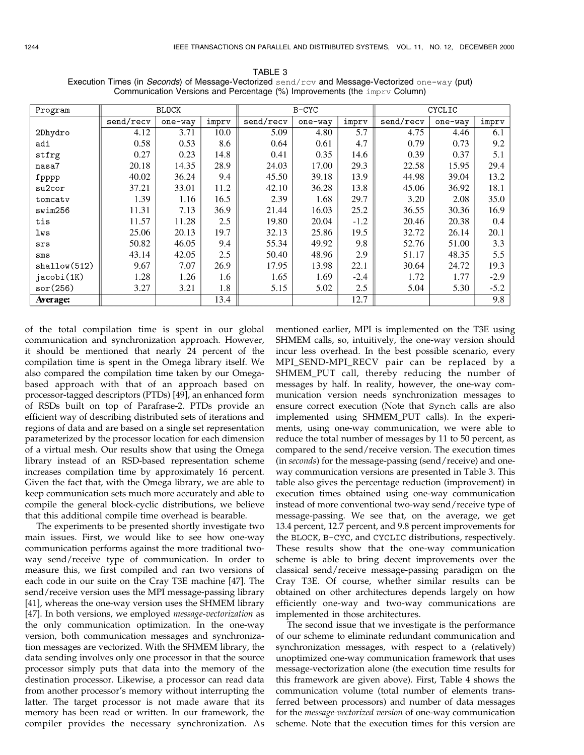TABLE 3
Execution Times (in *Seconds*) of Message-Vectorized `send/rcv` and Message-Vectorized `one-way` (put) Communication Versions and Percentage (%) Improvements (the `imprv` Column)

| Program | BLOCK | | | B-CYC | | | CYCLIC | | |
|---|---|---|---|---|---|---|---|---|---|
| | send/recv | one-way | imprv | send/recv | one-way | imprv | send/recv | one-way | imprv |
| 2Dhydro | 4.12 | 3.71 | 10.0 | 5.09 | 4.80 | 5.7 | 4.75 | 4.46 | 6.1 |
| adi | 0.58 | 0.53 | 8.6 | 0.64 | 0.61 | 4.7 | 0.79 | 0.73 | 9.2 |
| stfrg | 0.27 | 0.23 | 14.8 | 0.41 | 0.35 | 14.6 | 0.39 | 0.37 | 5.1 |
| nasa7 | 20.18 | 14.35 | 28.9 | 24.03 | 17.00 | 29.3 | 22.58 | 15.95 | 29.4 |
| fpppp | 40.02 | 36.24 | 9.4 | 45.50 | 39.18 | 13.9 | 44.98 | 39.04 | 13.2 |
| su2cor | 37.21 | 33.01 | 11.2 | 42.10 | 36.28 | 13.8 | 45.06 | 36.92 | 18.1 |
| tomcatv | 1.39 | 1.16 | 16.5 | 2.39 | 1.68 | 29.7 | 3.20 | 2.08 | 35.0 |
| swim256 | 11.31 | 7.13 | 36.9 | 21.44 | 16.03 | 25.2 | 36.55 | 30.36 | 16.9 |
| tis | 11.57 | 11.28 | 2.5 | 19.80 | 20.04 | -1.2 | 20.46 | 20.38 | 0.4 |
| lws | 25.06 | 20.13 | 19.7 | 32.13 | 25.86 | 19.5 | 32.72 | 26.14 | 20.1 |
| srs | 50.82 | 46.05 | 9.4 | 55.34 | 49.92 | 9.8 | 52.76 | 51.00 | 3.3 |
| sms | 43.14 | 42.05 | 2.5 | 50.40 | 48.96 | 2.9 | 51.17 | 48.35 | 5.5 |
| shallow(512) | 9.67 | 7.07 | 26.9 | 17.95 | 13.98 | 22.1 | 30.64 | 24.72 | 19.3 |
| jacobi(1K) | 1.28 | 1.26 | 1.6 | 1.65 | 1.69 | -2.4 | 1.72 | 1.77 | -2.9 |
| sor(256) | 3.27 | 3.21 | 1.8 | 5.15 | 5.02 | 2.5 | 5.04 | 5.30 | -5.2 |
| **Average:** | | | 13.4 | | | 12.7 | | | 9.8 |

of the total compilation time is spent in our global communication and synchronization approach. However, it should be mentioned that nearly 24 percent of the compilation time is spent in the Omega library itself. We also compared the compilation time taken by our Omega-based approach with that of an approach based on processor-tagged descriptors (PTDs) [49], an enhanced form of RSDs built on top of Parafrase-2. PTDs provide an efficient way of describing distributed sets of iterations and regions of data and are based on a single set representation parameterized by the processor location for each dimension of a virtual mesh. Our results show that using the Omega library instead of an RSD-based representation scheme increases compilation time by approximately 16 percent. Given the fact that, with the Omega library, we are able to keep communication sets much more accurately and able to compile the general block-cyclic distributions, we believe that this additional compile time overhead is bearable.

The experiments to be presented shortly investigate two main issues. First, we would like to see how one-way communication performs against the more traditional two-way send/receive type of communication. In order to measure this, we first compiled and ran two versions of each code in our suite on the Cray T3E machine [47]. The send/receive version uses the MPI message-passing library [41], whereas the one-way version uses the SHMEM library [47]. In both versions, we employed *message-vectorization* as the only communication optimization. In the one-way version, both communication messages and synchronization messages are vectorized. With the SHMEM library, the data sending involves only one processor in that the source processor simply puts that data into the memory of the destination processor. Likewise, a processor can read data from another processor's memory without interrupting the latter. The target processor is not made aware that its memory has been read or written. In our framework, the compiler provides the necessary synchronization. As mentioned earlier, MPI is implemented on the T3E using SHMEM calls, so, intuitively, the one-way version should incur less overhead. In the best possible scenario, every MPI_SEND-MPI_RECV pair can be replaced by a SHMEM_PUT call, thereby reducing the number of messages by half. In reality, however, the one-way communication version needs synchronization messages to ensure correct execution (Note that `Synch` calls are also implemented using SHMEM_PUT calls). In the experiments, using one-way communication, we were able to reduce the total number of messages by 11 to 50 percent, as compared to the send/receive version. The execution times (in *seconds*) for the message-passing (send/receive) and one-way communication versions are presented in Table 3. This table also gives the percentage reduction (improvement) in execution times obtained using one-way communication instead of more conventional two-way send/receive type of message-passing. We see that, on the average, we get 13.4 percent, 12.7 percent, and 9.8 percent improvements for the `BLOCK`, `B-CYC`, and `CYCLIC` distributions, respectively. These results show that the one-way communication scheme is able to bring decent improvements over the classical send/receive message-passing paradigm on the Cray T3E. Of course, whether similar results can be obtained on other architectures depends largely on how efficiently one-way and two-way communications are implemented in those architectures.

The second issue that we investigate is the performance of our scheme to eliminate redundant communication and synchronization messages, with respect to a (relatively) unoptimized one-way communication framework that uses message-vectorization alone (the execution time results for this framework are given above). First, Table 4 shows the communication volume (total number of elements transferred between processors) and number of data messages for the *message-vectorized version* of one-way communication scheme. Note that the execution times for this version are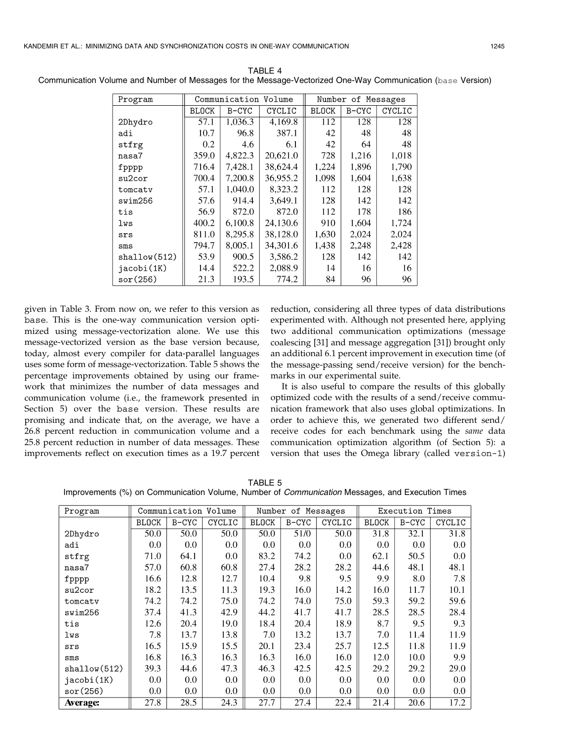TABLE 4
Communication Volume and Number of Messages for the Message-Vectorized One-Way Communication (`base` Version)

| Program | Communication Volume | | | Number of Messages | | |
|---|---|---|---|---|---|---|
| | BLOCK | B-CYC | CYCLIC | BLOCK | B-CYC | CYCLIC |
| 2Dhydro | 57.1 | 1,036.3 | 4,169.8 | 112 | 128 | 128 |
| adi | 10.7 | 96.8 | 387.1 | 42 | 48 | 48 |
| stfrg | 0.2 | 4.6 | 6.1 | 42 | 64 | 48 |
| nasa7 | 359.0 | 4,822.3 | 20,621.0 | 728 | 1,216 | 1,018 |
| fpppp | 716.4 | 7,428.1 | 38,624.4 | 1,224 | 1,896 | 1,790 |
| su2cor | 700.4 | 7,200.8 | 36,955.2 | 1,098 | 1,604 | 1,638 |
| tomcatv | 57.1 | 1,040.0 | 8,323.2 | 112 | 128 | 128 |
| swim256 | 57.6 | 914.4 | 3,649.1 | 128 | 142 | 142 |
| tis | 56.9 | 872.0 | 872.0 | 112 | 178 | 186 |
| lws | 400.2 | 6,100.8 | 24,130.6 | 910 | 1,604 | 1,724 |
| srs | 811.0 | 8,295.8 | 38,128.0 | 1,630 | 2,024 | 2,024 |
| sms | 794.7 | 8,005.1 | 34,301.6 | 1,438 | 2,248 | 2,428 |
| shallow(512) | 53.9 | 900.5 | 3,586.2 | 128 | 142 | 142 |
| jacobi(1K) | 14.4 | 522.2 | 2,088.9 | 14 | 16 | 16 |
| sor(256) | 21.3 | 193.5 | 774.2 | 84 | 96 | 96 |

given in Table 3. From now on, we refer to this version as `base`. This is the one-way communication version optimized using message-vectorization alone. We use this message-vectorized version as the base version because, today, almost every compiler for data-parallel languages uses some form of message-vectorization. Table 5 shows the percentage improvements obtained by using our framework that minimizes the number of data messages and communication volume (i.e., the framework presented in Section 5) over the `base` version. These results are promising and indicate that, on the average, we have a 26.8 percent reduction in communication volume and a 25.8 percent reduction in number of data messages. These improvements reflect on execution times as a 19.7 percent reduction, considering all three types of data distributions experimented with. Although not presented here, applying two additional communication optimizations (message coalescing [31] and message aggregation [31]) brought only an additional 6.1 percent improvement in execution time (of the message-passing send/receive version) for the benchmarks in our experimental suite.

It is also useful to compare the results of this globally optimized code with the results of a send/receive communication framework that also uses global optimizations. In order to achieve this, we generated two different send/receive codes for each benchmark using the *same* data communication optimization algorithm (of Section 5): a version that uses the Omega library (called `version-1`)

TABLE 5
Improvements (%) on Communication Volume, Number of *Communication* Messages, and Execution Times

| Program | Communication Volume | | | Number of Messages | | | Execution Times | | |
|---|---|---|---|---|---|---|---|---|---|
| | BLOCK | B-CYC | CYCLIC | BLOCK | B-CYC | CYCLIC | BLOCK | B-CYC | CYCLIC |
| 2Dhydro | 50.0 | 50.0 | 50.0 | 50.0 | 51/0 | 50.0 | 31.8 | 32.1 | 31.8 |
| adi | 0.0 | 0.0 | 0.0 | 0.0 | 0.0 | 0.0 | 0.0 | 0.0 | 0.0 |
| stfrg | 71.0 | 64.1 | 0.0 | 83.2 | 74.2 | 0.0 | 62.1 | 50.5 | 0.0 |
| nasa7 | 57.0 | 60.8 | 60.8 | 27.4 | 28.2 | 28.2 | 44.6 | 48.1 | 48.1 |
| fpppp | 16.6 | 12.8 | 12.7 | 10.4 | 9.8 | 9.5 | 9.9 | 8.0 | 7.8 |
| su2cor | 18.2 | 13.5 | 11.3 | 19.3 | 16.0 | 14.2 | 16.0 | 11.7 | 10.1 |
| tomcatv | 74.2 | 74.2 | 75.0 | 74.2 | 74.0 | 75.0 | 59.3 | 59.2 | 59.6 |
| swim256 | 37.4 | 41.3 | 42.9 | 44.2 | 41.7 | 41.7 | 28.5 | 28.5 | 28.4 |
| tis | 12.6 | 20.4 | 19.0 | 18.4 | 20.4 | 18.9 | 8.7 | 9.5 | 9.3 |
| lws | 7.8 | 13.7 | 13.8 | 7.0 | 13.2 | 13.7 | 7.0 | 11.4 | 11.9 |
| srs | 16.5 | 15.9 | 15.5 | 20.1 | 23.4 | 25.7 | 12.5 | 11.8 | 11.9 |
| sms | 16.8 | 16.3 | 16.3 | 16.3 | 16.0 | 16.0 | 12.0 | 10.0 | 9.9 |
| shallow(512) | 39.3 | 44.6 | 47.3 | 46.3 | 42.5 | 42.5 | 29.2 | 29.2 | 29.0 |
| jacobi(1K) | 0.0 | 0.0 | 0.0 | 0.0 | 0.0 | 0.0 | 0.0 | 0.0 | 0.0 |
| sor(256) | 0.0 | 0.0 | 0.0 | 0.0 | 0.0 | 0.0 | 0.0 | 0.0 | 0.0 |
| **Average:** | 27.8 | 28.5 | 24.3 | 27.7 | 27.4 | 22.4 | 21.4 | 20.6 | 17.2 |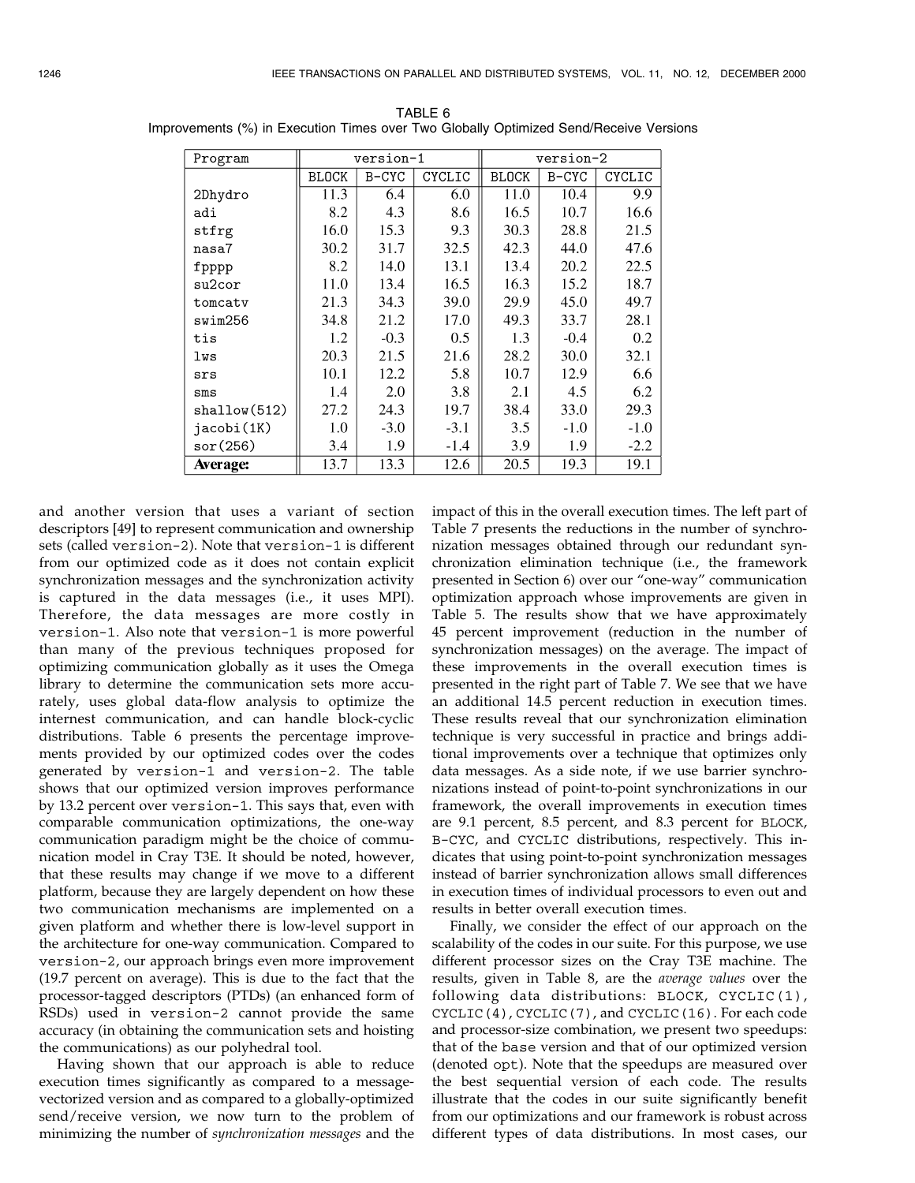TABLE 6
Improvements (%) in Execution Times over Two Globally Optimized Send/Receive Versions

| Program | version-1 | | | version-2 | | |
|---|---|---|---|---|---|---|
| | BLOCK | B-CYC | CYCLIC | BLOCK | B-CYC | CYCLIC |
| 2Dhydro | 11.3 | 6.4 | 6.0 | 11.0 | 10.4 | 9.9 |
| adi | 8.2 | 4.3 | 8.6 | 16.5 | 10.7 | 16.6 |
| stfrg | 16.0 | 15.3 | 9.3 | 30.3 | 28.8 | 21.5 |
| nasa7 | 30.2 | 31.7 | 32.5 | 42.3 | 44.0 | 47.6 |
| fpppp | 8.2 | 14.0 | 13.1 | 13.4 | 20.2 | 22.5 |
| su2cor | 11.0 | 13.4 | 16.5 | 16.3 | 15.2 | 18.7 |
| tomcatv | 21.3 | 34.3 | 39.0 | 29.9 | 45.0 | 49.7 |
| swim256 | 34.8 | 21.2 | 17.0 | 49.3 | 33.7 | 28.1 |
| tis | 1.2 | -0.3 | 0.5 | 1.3 | -0.4 | 0.2 |
| lws | 20.3 | 21.5 | 21.6 | 28.2 | 30.0 | 32.1 |
| srs | 10.1 | 12.2 | 5.8 | 10.7 | 12.9 | 6.6 |
| sms | 1.4 | 2.0 | 3.8 | 2.1 | 4.5 | 6.2 |
| shallow(512) | 27.2 | 24.3 | 19.7 | 38.4 | 33.0 | 29.3 |
| jacobi(1K) | 1.0 | -3.0 | -3.1 | 3.5 | -1.0 | -1.0 |
| sor(256) | 3.4 | 1.9 | -1.4 | 3.9 | 1.9 | -2.2 |
| **Average:** | 13.7 | 13.3 | 12.6 | 20.5 | 19.3 | 19.1 |

and another version that uses a variant of section descriptors [49] to represent communication and ownership sets (called version-2). Note that version-1 is different from our optimized code as it does not contain explicit synchronization messages and the synchronization activity is captured in the data messages (i.e., it uses MPI). Therefore, the data messages are more costly in version-1. Also note that version-1 is more powerful than many of the previous techniques proposed for optimizing communication globally as it uses the Omega library to determine the communication sets more accurately, uses global data-flow analysis to optimize the internest communication, and can handle block-cyclic distributions. Table 6 presents the percentage improvements provided by our optimized codes over the codes generated by version-1 and version-2. The table shows that our optimized version improves performance by 13.2 percent over version-1. This says that, even with comparable communication optimizations, the one-way communication paradigm might be the choice of communication model in Cray T3E. It should be noted, however, that these results may change if we move to a different platform, because they are largely dependent on how these two communication mechanisms are implemented on a given platform and whether there is low-level support in the architecture for one-way communication. Compared to version-2, our approach brings even more improvement (19.7 percent on average). This is due to the fact that the processor-tagged descriptors (PTDs) (an enhanced form of RSDs) used in version-2 cannot provide the same accuracy (in obtaining the communication sets and hoisting the communications) as our polyhedral tool.

Having shown that our approach is able to reduce execution times significantly as compared to a message-vectorized version and as compared to a globally-optimized send/receive version, we now turn to the problem of minimizing the number of *synchronization messages* and the impact of this in the overall execution times. The left part of Table 7 presents the reductions in the number of synchronization messages obtained through our redundant synchronization elimination technique (i.e., the framework presented in Section 6) over our "one-way" communication optimization approach whose improvements are given in Table 5. The results show that we have approximately 45 percent improvement (reduction in the number of synchronization messages) on the average. The impact of these improvements in the overall execution times is presented in the right part of Table 7. We see that we have an additional 14.5 percent reduction in execution times. These results reveal that our synchronization elimination technique is very successful in practice and brings additional improvements over a technique that optimizes only data messages. As a side note, if we use barrier synchronizations instead of point-to-point synchronizations in our framework, the overall improvements in execution times are 9.1 percent, 8.5 percent, and 8.3 percent for BLOCK, B-CYC, and CYCLIC distributions, respectively. This indicates that using point-to-point synchronization messages instead of barrier synchronization allows small differences in execution times of individual processors to even out and results in better overall execution times.

Finally, we consider the effect of our approach on the scalability of the codes in our suite. For this purpose, we use different processor sizes on the Cray T3E machine. The results, given in Table 8, are the *average values* over the following data distributions: BLOCK, CYCLIC(1), CYCLIC(4), CYCLIC(7), and CYCLIC(16). For each code and processor-size combination, we present two speedups: that of the base version and that of our optimized version (denoted opt). Note that the speedups are measured over the best sequential version of each code. The results illustrate that the codes in our suite significantly benefit from our optimizations and our framework is robust across different types of data distributions. In most cases, our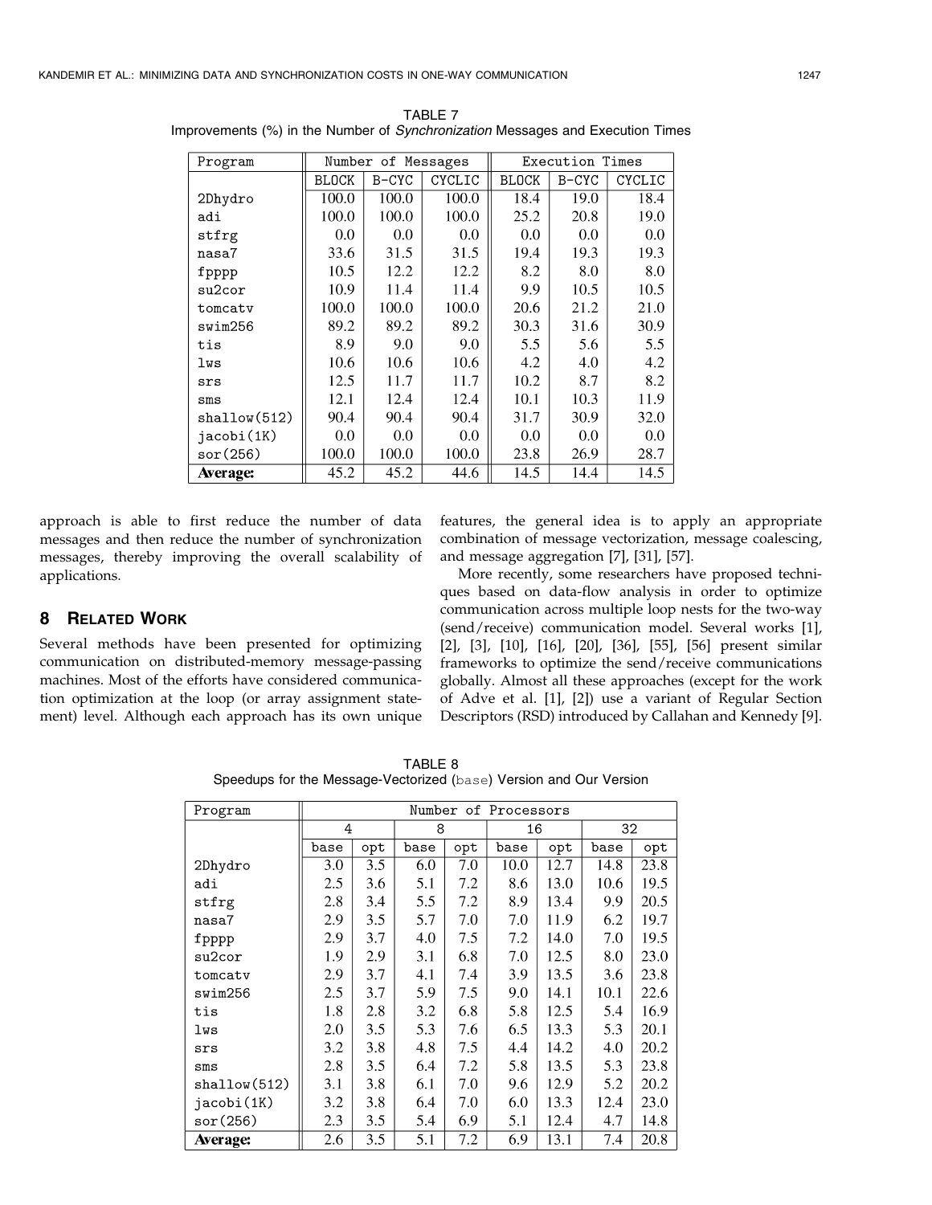TABLE 7
Improvements (%) in the Number of *Synchronization* Messages and Execution Times

| Program | Number of Messages | | | Execution Times | | |
|---|---|---|---|---|---|---|
| | BLOCK | B-CYC | CYCLIC | BLOCK | B-CYC | CYCLIC |
| 2Dhydro | 100.0 | 100.0 | 100.0 | 18.4 | 19.0 | 18.4 |
| adi | 100.0 | 100.0 | 100.0 | 25.2 | 20.8 | 19.0 |
| stfrg | 0.0 | 0.0 | 0.0 | 0.0 | 0.0 | 0.0 |
| nasa7 | 33.6 | 31.5 | 31.5 | 19.4 | 19.3 | 19.3 |
| fpppp | 10.5 | 12.2 | 12.2 | 8.2 | 8.0 | 8.0 |
| su2cor | 10.9 | 11.4 | 11.4 | 9.9 | 10.5 | 10.5 |
| tomcatv | 100.0 | 100.0 | 100.0 | 20.6 | 21.2 | 21.0 |
| swim256 | 89.2 | 89.2 | 89.2 | 30.3 | 31.6 | 30.9 |
| tis | 8.9 | 9.0 | 9.0 | 5.5 | 5.6 | 5.5 |
| lws | 10.6 | 10.6 | 10.6 | 4.2 | 4.0 | 4.2 |
| srs | 12.5 | 11.7 | 11.7 | 10.2 | 8.7 | 8.2 |
| sms | 12.1 | 12.4 | 12.4 | 10.1 | 10.3 | 11.9 |
| shallow(512) | 90.4 | 90.4 | 90.4 | 31.7 | 30.9 | 32.0 |
| jacobi(1K) | 0.0 | 0.0 | 0.0 | 0.0 | 0.0 | 0.0 |
| sor(256) | 100.0 | 100.0 | 100.0 | 23.8 | 26.9 | 28.7 |
| **Average:** | 45.2 | 45.2 | 44.6 | 14.5 | 14.4 | 14.5 |

approach is able to first reduce the number of data messages and then reduce the number of synchronization messages, thereby improving the overall scalability of applications.

## 8 Related Work

Several methods have been presented for optimizing communication on distributed-memory message-passing machines. Most of the efforts have considered communication optimization at the loop (or array assignment statement) level. Although each approach has its own unique features, the general idea is to apply an appropriate combination of message vectorization, message coalescing, and message aggregation [7], [31], [57].

More recently, some researchers have proposed techniques based on data-flow analysis in order to optimize communication across multiple loop nests for the two-way (send/receive) communication model. Several works [1], [2], [3], [10], [16], [20], [36], [55], [56] present similar frameworks to optimize the send/receive communications globally. Almost all these approaches (except for the work of Adve et al. [1], [2]) use a variant of Regular Section Descriptors (RSD) introduced by Callahan and Kennedy [9].

TABLE 8
Speedups for the Message-Vectorized (base) Version and Our Version

| Program | Number of Processors | | | | | | | |
|---|---|---|---|---|---|---|---|---|
| | 4 | | 8 | | 16 | | 32 | |
| | base | opt | base | opt | base | opt | base | opt |
| 2Dhydro | 3.0 | 3.5 | 6.0 | 7.0 | 10.0 | 12.7 | 14.8 | 23.8 |
| adi | 2.5 | 3.6 | 5.1 | 7.2 | 8.6 | 13.0 | 10.6 | 19.5 |
| stfrg | 2.8 | 3.4 | 5.5 | 7.2 | 8.9 | 13.4 | 9.9 | 20.5 |
| nasa7 | 2.9 | 3.5 | 5.7 | 7.0 | 7.0 | 11.9 | 6.2 | 19.7 |
| fpppp | 2.9 | 3.7 | 4.0 | 7.5 | 7.2 | 14.0 | 7.0 | 19.5 |
| su2cor | 1.9 | 2.9 | 3.1 | 6.8 | 7.0 | 12.5 | 8.0 | 23.0 |
| tomcatv | 2.9 | 3.7 | 4.1 | 7.4 | 3.9 | 13.5 | 3.6 | 23.8 |
| swim256 | 2.5 | 3.7 | 5.9 | 7.5 | 9.0 | 14.1 | 10.1 | 22.6 |
| tis | 1.8 | 2.8 | 3.2 | 6.8 | 5.8 | 12.5 | 5.4 | 16.9 |
| lws | 2.0 | 3.5 | 5.3 | 7.6 | 6.5 | 13.3 | 5.3 | 20.1 |
| srs | 3.2 | 3.8 | 4.8 | 7.5 | 4.4 | 14.2 | 4.0 | 20.2 |
| sms | 2.8 | 3.5 | 6.4 | 7.2 | 5.8 | 13.5 | 5.3 | 23.8 |
| shallow(512) | 3.1 | 3.8 | 6.1 | 7.0 | 9.6 | 12.9 | 5.2 | 20.2 |
| jacobi(1K) | 3.2 | 3.8 | 6.4 | 7.0 | 6.0 | 13.3 | 12.4 | 23.0 |
| sor(256) | 2.3 | 3.5 | 5.4 | 6.9 | 5.1 | 12.4 | 4.7 | 14.8 |
| **Average:** | 2.6 | 3.5 | 5.1 | 7.2 | 6.9 | 13.1 | 7.4 | 20.8 |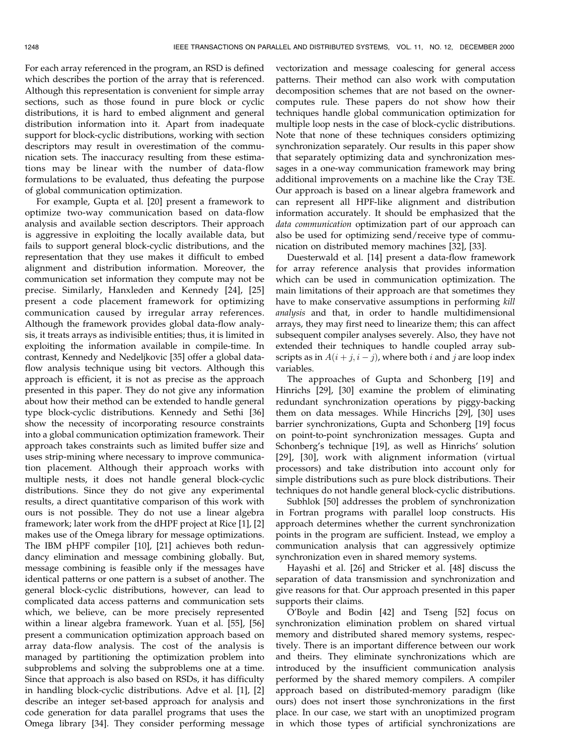For each array referenced in the program, an RSD is defined which describes the portion of the array that is referenced. Although this representation is convenient for simple array sections, such as those found in pure block or cyclic distributions, it is hard to embed alignment and general distribution information into it. Apart from inadequate support for block-cyclic distributions, working with section descriptors may result in overestimation of the communication sets. The inaccuracy resulting from these estimations may be linear with the number of data-flow formulations to be evaluated, thus defeating the purpose of global communication optimization.

For example, Gupta et al. [20] present a framework to optimize two-way communication based on data-flow analysis and available section descriptors. Their approach is aggressive in exploiting the locally available data, but fails to support general block-cyclic distributions, and the representation that they use makes it difficult to embed alignment and distribution information. Moreover, the communication set information they compute may not be precise. Similarly, Hanxleden and Kennedy [24], [25] present a code placement framework for optimizing communication caused by irregular array references. Although the framework provides global data-flow analysis, it treats arrays as indivisible entities; thus, it is limited in exploiting the information available in compile-time. In contrast, Kennedy and Nedeljkovic [35] offer a global data-flow analysis technique using bit vectors. Although this approach is efficient, it is not as precise as the approach presented in this paper. They do not give any information about how their method can be extended to handle general type block-cyclic distributions. Kennedy and Sethi [36] show the necessity of incorporating resource constraints into a global communication optimization framework. Their approach takes constraints such as limited buffer size and uses strip-mining where necessary to improve communication placement. Although their approach works with multiple nests, it does not handle general block-cyclic distributions. Since they do not give any experimental results, a direct quantitative comparison of this work with ours is not possible. They do not use a linear algebra framework; later work from the dHPF project at Rice [1], [2] makes use of the Omega library for message optimizations. The IBM pHPF compiler [10], [21] achieves both redundancy elimination and message combining globally. But, message combining is feasible only if the messages have identical patterns or one pattern is a subset of another. The general block-cyclic distributions, however, can lead to complicated data access patterns and communication sets which, we believe, can be more precisely represented within a linear algebra framework. Yuan et al. [55], [56] present a communication optimization approach based on array data-flow analysis. The cost of the analysis is managed by partitioning the optimization problem into subproblems and solving the subproblems one at a time. Since that approach is also based on RSDs, it has difficulty in handling block-cyclic distributions. Adve et al. [1], [2] describe an integer set-based approach for analysis and code generation for data parallel programs that uses the Omega library [34]. They consider performing message vectorization and message coalescing for general access patterns. Their method can also work with computation decomposition schemes that are not based on the owner-computes rule. These papers do not show how their techniques handle global communication optimization for multiple loop nests in the case of block-cyclic distributions. Note that none of these techniques considers optimizing synchronization separately. Our results in this paper show that separately optimizing data and synchronization messages in a one-way communication framework may bring additional improvements on a machine like the Cray T3E. Our approach is based on a linear algebra framework and can represent all HPF-like alignment and distribution information accurately. It should be emphasized that the *data communication* optimization part of our approach can also be used for optimizing send/receive type of communication on distributed memory machines [32], [33].

Duesterwald et al. [14] present a data-flow framework for array reference analysis that provides information which can be used in communication optimization. The main limitations of their approach are that sometimes they have to make conservative assumptions in performing *kill analysis* and that, in order to handle multidimensional arrays, they may first need to linearize them; this can affect subsequent compiler analyses severely. Also, they have not extended their techniques to handle coupled array subscripts as in $A(i+j, i-j)$, where both $i$ and $j$ are loop index variables.

The approaches of Gupta and Schonberg [19] and Hinrichs [29], [30] examine the problem of eliminating redundant synchronization operations by piggy-backing them on data messages. While Hincrichs [29], [30] uses barrier synchronizations, Gupta and Schonberg [19] focus on point-to-point synchronization messages. Gupta and Schonberg's technique [19], as well as Hinrichs' solution [29], [30], work with alignment information (virtual processors) and take distribution into account only for simple distributions such as pure block distributions. Their techniques do not handle general block-cyclic distributions.

Subhlok [50] addresses the problem of synchronization in Fortran programs with parallel loop constructs. His approach determines whether the current synchronization points in the program are sufficient. Instead, we employ a communication analysis that can aggressively optimize synchronization even in shared memory systems.

Hayashi et al. [26] and Stricker et al. [48] discuss the separation of data transmission and synchronization and give reasons for that. Our approach presented in this paper supports their claims.

O'Boyle and Bodin [42] and Tseng [52] focus on synchronization elimination problem on shared virtual memory and distributed shared memory systems, respectively. There is an important difference between our work and theirs. They eliminate synchronizations which are introduced by the insufficient communication analysis performed by the shared memory compilers. A compiler approach based on distributed-memory paradigm (like ours) does not insert those synchronizations in the first place. In our case, we start with an unoptimized program in which those types of artificial synchronizations are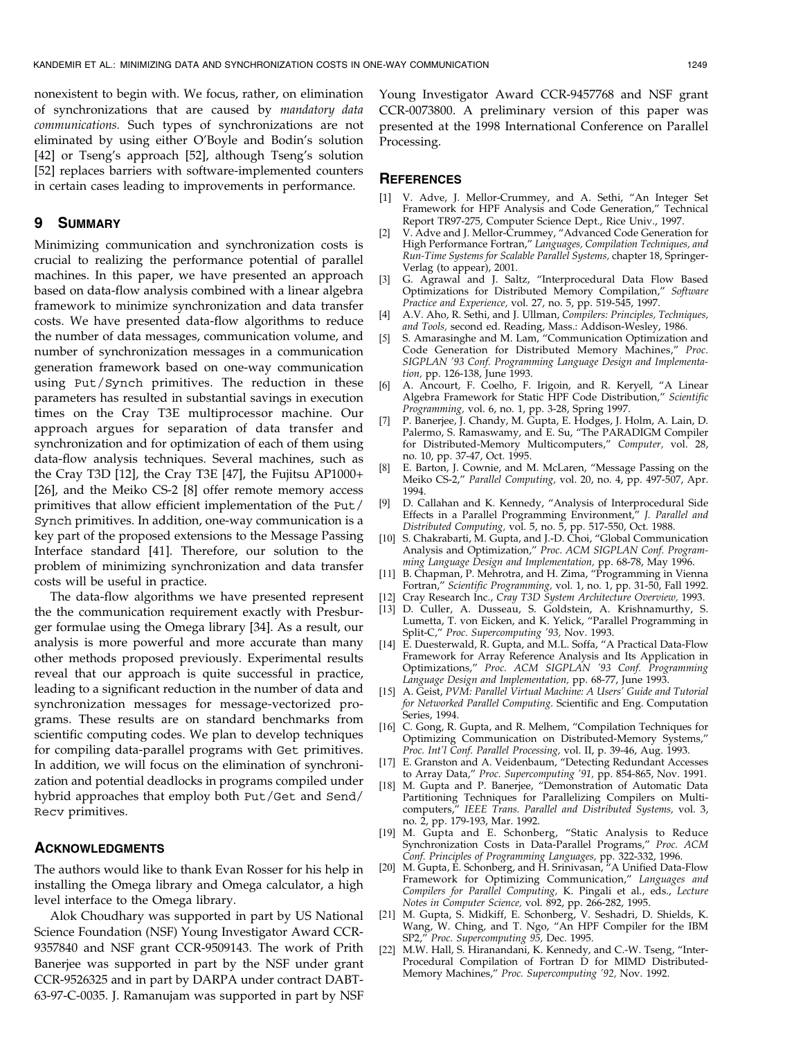nonexistent to begin with. We focus, rather, on elimination of synchronizations that are caused by *mandatory data communications.* Such types of synchronizations are not eliminated by using either O'Boyle and Bodin's solution [42] or Tseng's approach [52], although Tseng's solution [52] replaces barriers with software-implemented counters in certain cases leading to improvements in performance.

## 9 Summary

Minimizing communication and synchronization costs is crucial to realizing the performance potential of parallel machines. In this paper, we have presented an approach based on data-flow analysis combined with a linear algebra framework to minimize synchronization and data transfer costs. We have presented data-flow algorithms to reduce the number of data messages, communication volume, and number of synchronization messages in a communication generation framework based on one-way communication using Put/Synch primitives. The reduction in these parameters has resulted in substantial savings in execution times on the Cray T3E multiprocessor machine. Our approach argues for separation of data transfer and synchronization and for optimization of each of them using data-flow analysis techniques. Several machines, such as the Cray T3D [12], the Cray T3E [47], the Fujitsu AP1000+ [26], and the Meiko CS-2 [8] offer remote memory access primitives that allow efficient implementation of the Put/Synch primitives. In addition, one-way communication is a key part of the proposed extensions to the Message Passing Interface standard [41]. Therefore, our solution to the problem of minimizing synchronization and data transfer costs will be useful in practice.

The data-flow algorithms we have presented represent the the communication requirement exactly with Presburger formulae using the Omega library [34]. As a result, our analysis is more powerful and more accurate than many other methods proposed previously. Experimental results reveal that our approach is quite successful in practice, leading to a significant reduction in the number of data and synchronization messages for message-vectorized programs. These results are on standard benchmarks from scientific computing codes. We plan to develop techniques for compiling data-parallel programs with Get primitives. In addition, we will focus on the elimination of synchronization and potential deadlocks in programs compiled under hybrid approaches that employ both Put/Get and Send/Recv primitives.

## Acknowledgments

The authors would like to thank Evan Rosser for his help in installing the Omega library and Omega calculator, a high level interface to the Omega library.

Alok Choudhary was supported in part by US National Science Foundation (NSF) Young Investigator Award CCR-9357840 and NSF grant CCR-9509143. The work of Prith Banerjee was supported in part by the NSF under grant CCR-9526325 and in part by DARPA under contract DABT-63-97-C-0035. J. Ramanujam was supported in part by NSF Young Investigator Award CCR-9457768 and NSF grant CCR-0073800. A preliminary version of this paper was presented at the 1998 International Conference on Parallel Processing.

## References

[1] V. Adve, J. Mellor-Crummey, and A. Sethi, "An Integer Set Framework for HPF Analysis and Code Generation," Technical Report TR97-275, Computer Science Dept., Rice Univ., 1997.

[2] V. Adve and J. Mellor-Crummey, "Advanced Code Generation for High Performance Fortran," *Languages, Compilation Techniques, and Run-Time Systems for Scalable Parallel Systems,* chapter 18, Springer-Verlag (to appear), 2001.

[3] G. Agrawal and J. Saltz, "Interprocedural Data Flow Based Optimizations for Distributed Memory Compilation," *Software Practice and Experience,* vol. 27, no. 5, pp. 519-545, 1997.

[4] A.V. Aho, R. Sethi, and J. Ullman, *Compilers: Principles, Techniques, and Tools,* second ed. Reading, Mass.: Addison-Wesley, 1986.

[5] S. Amarasinghe and M. Lam, "Communication Optimization and Code Generation for Distributed Memory Machines," *Proc. SIGPLAN '93 Conf. Programming Language Design and Implementation,* pp. 126-138, June 1993.

[6] A. Ancourt, F. Coelho, F. Irigoin, and R. Keryell, "A Linear Algebra Framework for Static HPF Code Distribution," *Scientific Programming,* vol. 6, no. 1, pp. 3-28, Spring 1997.

[7] P. Banerjee, J. Chandy, M. Gupta, E. Hodges, J. Holm, A. Lain, D. Palermo, S. Ramaswamy, and E. Su, "The PARADIGM Compiler for Distributed-Memory Multicomputers," *Computer,* vol. 28, no. 10, pp. 37-47, Oct. 1995.

[8] E. Barton, J. Cownie, and M. McLaren, "Message Passing on the Meiko CS-2," *Parallel Computing,* vol. 20, no. 4, pp. 497-507, Apr. 1994.

[9] D. Callahan and K. Kennedy, "Analysis of Interprocedural Side Effects in a Parallel Programming Environment," *J. Parallel and Distributed Computing,* vol. 5, no. 5, pp. 517-550, Oct. 1988.

[10] S. Chakrabarti, M. Gupta, and J.-D. Choi, "Global Communication Analysis and Optimization," *Proc. ACM SIGPLAN Conf. Programming Language Design and Implementation,* pp. 68-78, May 1996.

[11] B. Chapman, P. Mehrotra, and H. Zima, "Programming in Vienna Fortran," *Scientific Programming,* vol. 1, no. 1, pp. 31-50, Fall 1992.

[12] Cray Research Inc., *Cray T3D System Architecture Overview,* 1993.

[13] D. Culler, A. Dusseau, S. Goldstein, A. Krishnamurthy, S. Lumetta, T. von Eicken, and K. Yelick, "Parallel Programming in Split-C," *Proc. Supercomputing '93,* Nov. 1993.

[14] E. Duesterwald, R. Gupta, and M.L. Soffa, "A Practical Data-Flow Framework for Array Reference Analysis and Its Application in Optimizations," *Proc. ACM SIGPLAN '93 Conf. Programming Language Design and Implementation,* pp. 68-77, June 1993.

[15] A. Geist, *PVM: Parallel Virtual Machine: A Users' Guide and Tutorial for Networked Parallel Computing.* Scientific and Eng. Computation Series, 1994.

[16] C. Gong, R. Gupta, and R. Melhem, "Compilation Techniques for Optimizing Communication on Distributed-Memory Systems," *Proc. Int'l Conf. Parallel Processing,* vol. II, p. 39-46, Aug. 1993.

[17] E. Granston and A. Veidenbaum, "Detecting Redundant Accesses to Array Data," *Proc. Supercomputing '91,* pp. 854-865, Nov. 1991.

[18] M. Gupta and P. Banerjee, "Demonstration of Automatic Data Partitioning Techniques for Parallelizing Compilers on Multicomputers," *IEEE Trans. Parallel and Distributed Systems,* vol. 3, no. 2, pp. 179-193, Mar. 1992.

[19] M. Gupta and E. Schonberg, "Static Analysis to Reduce Synchronization Costs in Data-Parallel Programs," *Proc. ACM Conf. Principles of Programming Languages,* pp. 322-332, 1996.

[20] M. Gupta, E. Schonberg, and H. Srinivasan, "A Unified Data-Flow Framework for Optimizing Communication," *Languages and Compilers for Parallel Computing,* K. Pingali et al., eds., *Lecture Notes in Computer Science,* vol. 892, pp. 266-282, 1995.

[21] M. Gupta, S. Midkiff, E. Schonberg, V. Seshadri, D. Shields, K. Wang, W. Ching, and T. Ngo, "An HPF Compiler for the IBM SP2," *Proc. Supercomputing 95,* Dec. 1995.

[22] M.W. Hall, S. Hiranandani, K. Kennedy, and C.-W. Tseng, "Inter-Procedural Compilation of Fortran D for MIMD Distributed-Memory Machines," *Proc. Supercomputing '92,* Nov. 1992.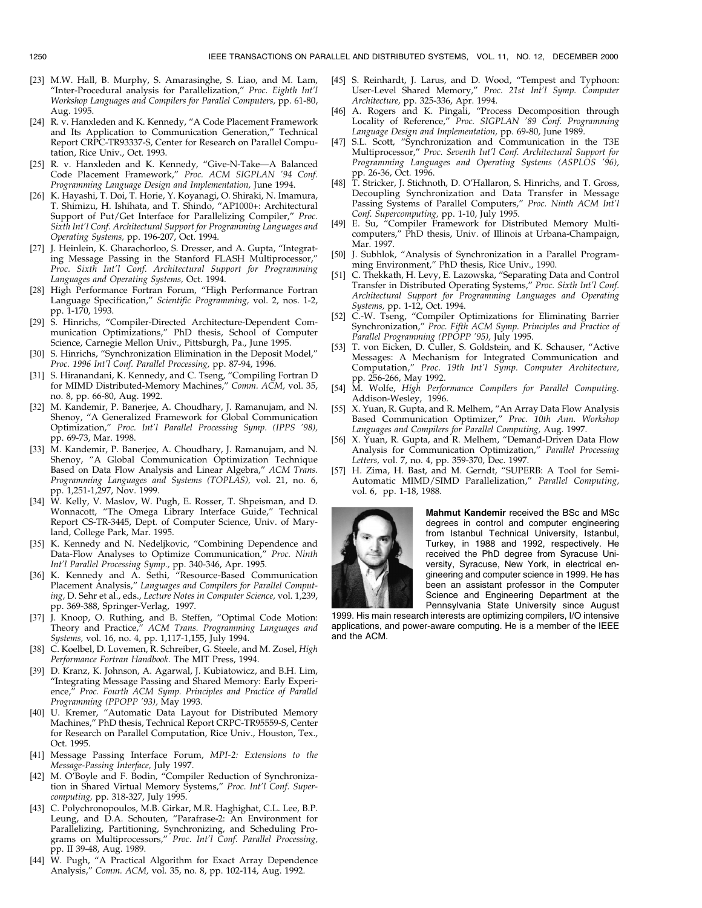[23] M.W. Hall, B. Murphy, S. Amarasinghe, S. Liao, and M. Lam, "Inter-Procedural analysis for Parallelization," *Proc. Eighth Int'l Workshop Languages and Compilers for Parallel Computers,* pp. 61-80, Aug. 1995.

[24] R. v. Hanxleden and K. Kennedy, "A Code Placement Framework and Its Application to Communication Generation," Technical Report CRPC-TR93337-S, Center for Research on Parallel Computation, Rice Univ., Oct. 1993.

[25] R. v. Hanxleden and K. Kennedy, "Give-N-Take—A Balanced Code Placement Framework," *Proc. ACM SIGPLAN '94 Conf. Programming Language Design and Implementation,* June 1994.

[26] K. Hayashi, T. Doi, T. Horie, Y. Koyanagi, O. Shiraki, N. Imamura, T. Shimizu, H. Ishihata, and T. Shindo, "AP1000+: Architectural Support of Put/Get Interface for Parallelizing Compiler," *Proc. Sixth Int'l Conf. Architectural Support for Programming Languages and Operating Systems,* pp. 196-207, Oct. 1994.

[27] J. Heinlein, K. Gharachorloo, S. Dresser, and A. Gupta, "Integrating Message Passing in the Stanford FLASH Multiprocessor," *Proc. Sixth Int'l Conf. Architectural Support for Programming Languages and Operating Systems,* Oct. 1994.

[28] High Performance Fortran Forum, "High Performance Fortran Language Specification," *Scientific Programming,* vol. 2, nos. 1-2, pp. 1-170, 1993.

[29] S. Hinrichs, "Compiler-Directed Architecture-Dependent Communication Optimizations," PhD thesis, School of Computer Science, Carnegie Mellon Univ., Pittsburgh, Pa., June 1995.

[30] S. Hinrichs, "Synchronization Elimination in the Deposit Model," *Proc. 1996 Int'l Conf. Parallel Processing,* pp. 87-94, 1996.

[31] S. Hiranandani, K. Kennedy, and C. Tseng, "Compiling Fortran D for MIMD Distributed-Memory Machines," *Comm. ACM,* vol. 35, no. 8, pp. 66-80, Aug. 1992.

[32] M. Kandemir, P. Banerjee, A. Choudhary, J. Ramanujam, and N. Shenoy, "A Generalized Framework for Global Communication Optimization," *Proc. Int'l Parallel Processing Symp. (IPPS '98),* pp. 69-73, Mar. 1998.

[33] M. Kandemir, P. Banerjee, A. Choudhary, J. Ramanujam, and N. Shenoy, "A Global Communication Optimization Technique Based on Data Flow Analysis and Linear Algebra," *ACM Trans. Programming Languages and Systems (TOPLAS),* vol. 21, no. 6, pp. 1,251-1,297, Nov. 1999.

[34] W. Kelly, V. Maslov, W. Pugh, E. Rosser, T. Shpeisman, and D. Wonnacott, "The Omega Library Interface Guide," Technical Report CS-TR-3445, Dept. of Computer Science, Univ. of Maryland, College Park, Mar. 1995.

[35] K. Kennedy and N. Nedeljkovic, "Combining Dependence and Data-Flow Analyses to Optimize Communication," *Proc. Ninth Int'l Parallel Processing Symp.,* pp. 340-346, Apr. 1995.

[36] K. Kennedy and A. Sethi, "Resource-Based Communication Placement Analysis," *Languages and Compilers for Parallel Computing,* D. Sehr et al., eds., *Lecture Notes in Computer Science,* vol. 1,239, pp. 369-388, Springer-Verlag, 1997.

[37] J. Knoop, O. Ruthing, and B. Steffen, "Optimal Code Motion: Theory and Practice," *ACM Trans. Programming Languages and Systems,* vol. 16, no. 4, pp. 1,117-1,155, July 1994.

[38] C. Koelbel, D. Lovemen, R. Schreiber, G. Steele, and M. Zosel, *High Performance Fortran Handbook.* The MIT Press, 1994.

[39] D. Kranz, K. Johnson, A. Agarwal, J. Kubiatowicz, and B.H. Lim, "Integrating Message Passing and Shared Memory: Early Experience," *Proc. Fourth ACM Symp. Principles and Practice of Parallel Programming (PPOPP '93),* May 1993.

[40] U. Kremer, "Automatic Data Layout for Distributed Memory Machines," PhD thesis, Technical Report CRPC-TR95559-S, Center for Research on Parallel Computation, Rice Univ., Houston, Tex., Oct. 1995.

[41] Message Passing Interface Forum, *MPI-2: Extensions to the Message-Passing Interface,* July 1997.

[42] M. O'Boyle and F. Bodin, "Compiler Reduction of Synchronization in Shared Virtual Memory Systems," *Proc. Int'l Conf. Supercomputing,* pp. 318-327, July 1995.

[43] C. Polychronopoulos, M.B. Girkar, M.R. Haghighat, C.L. Lee, B.P. Leung, and D.A. Schouten, "Parafrase-2: An Environment for Parallelizing, Partitioning, Synchronizing, and Scheduling Programs on Multiprocessors," *Proc. Int'l Conf. Parallel Processing,* pp. II 39-48, Aug. 1989.

[44] W. Pugh, "A Practical Algorithm for Exact Array Dependence Analysis," *Comm. ACM,* vol. 35, no. 8, pp. 102-114, Aug. 1992.

[45] S. Reinhardt, J. Larus, and D. Wood, "Tempest and Typhoon: User-Level Shared Memory," *Proc. 21st Int'l Symp. Computer Architecture,* pp. 325-336, Apr. 1994.

[46] A. Rogers and K. Pingali, "Process Decomposition through Locality of Reference," *Proc. SIGPLAN '89 Conf. Programming Language Design and Implementation,* pp. 69-80, June 1989.

[47] S.L. Scott, "Synchronization and Communication in the T3E Multiprocessor," *Proc. Seventh Int'l Conf. Architectural Support for Programming Languages and Operating Systems (ASPLOS '96),* pp. 26-36, Oct. 1996.

[48] T. Stricker, J. Stichnoth, D. O'Hallaron, S. Hinrichs, and T. Gross, Decoupling Synchronization and Data Transfer in Message Passing Systems of Parallel Computers," *Proc. Ninth ACM Int'l Conf. Supercomputing,* pp. 1-10, July 1995.

[49] E. Su, "Compiler Framework for Distributed Memory Multicomputers," PhD thesis, Univ. of Illinois at Urbana-Champaign, Mar. 1997.

[50] J. Subhlok, "Analysis of Synchronization in a Parallel Programming Environment," PhD thesis, Rice Univ., 1990.

[51] C. Thekkath, H. Levy, E. Lazowska, "Separating Data and Control Transfer in Distributed Operating Systems," *Proc. Sixth Int'l Conf. Architectural Support for Programming Languages and Operating Systems,* pp. 1-12, Oct. 1994.

[52] C.-W. Tseng, "Compiler Optimizations for Eliminating Barrier Synchronization," *Proc. Fifth ACM Symp. Principles and Practice of Parallel Programming (PPOPP '95),* July 1995.

[53] T. von Eicken, D. Culler, S. Goldstein, and K. Schauser, "Active Messages: A Mechanism for Integrated Communication and Computation," *Proc. 19th Int'l Symp. Computer Architecture,* pp. 256-266, May 1992.

[54] M. Wolfe, *High Performance Compilers for Parallel Computing.* Addison-Wesley, 1996.

[55] X. Yuan, R. Gupta, and R. Melhem, "An Array Data Flow Analysis Based Communication Optimizer," *Proc. 10th Ann. Workshop Languages and Compilers for Parallel Computing,* Aug. 1997.

[56] X. Yuan, R. Gupta, and R. Melhem, "Demand-Driven Data Flow Analysis for Communication Optimization," *Parallel Processing Letters,* vol. 7, no. 4, pp. 359-370, Dec. 1997.

[57] H. Zima, H. Bast, and M. Gerndt, "SUPERB: A Tool for Semi-Automatic MIMD/SIMD Parallelization," *Parallel Computing,* vol. 6, pp. 1-18, 1988.

**Mahmut Kandemir** received the BSc and MSc degrees in control and computer engineering from Istanbul Technical University, Istanbul, Turkey, in 1988 and 1992, respectively. He received the PhD degree from Syracuse University, Syracuse, New York, in electrical engineering and computer science in 1999. He has been an assistant professor in the Computer Science and Engineering Department at the Pennsylvania State University since August 1999. His main research interests are optimizing compilers, I/O intensive applications, and power-aware computing. He is a member of the IEEE and the ACM.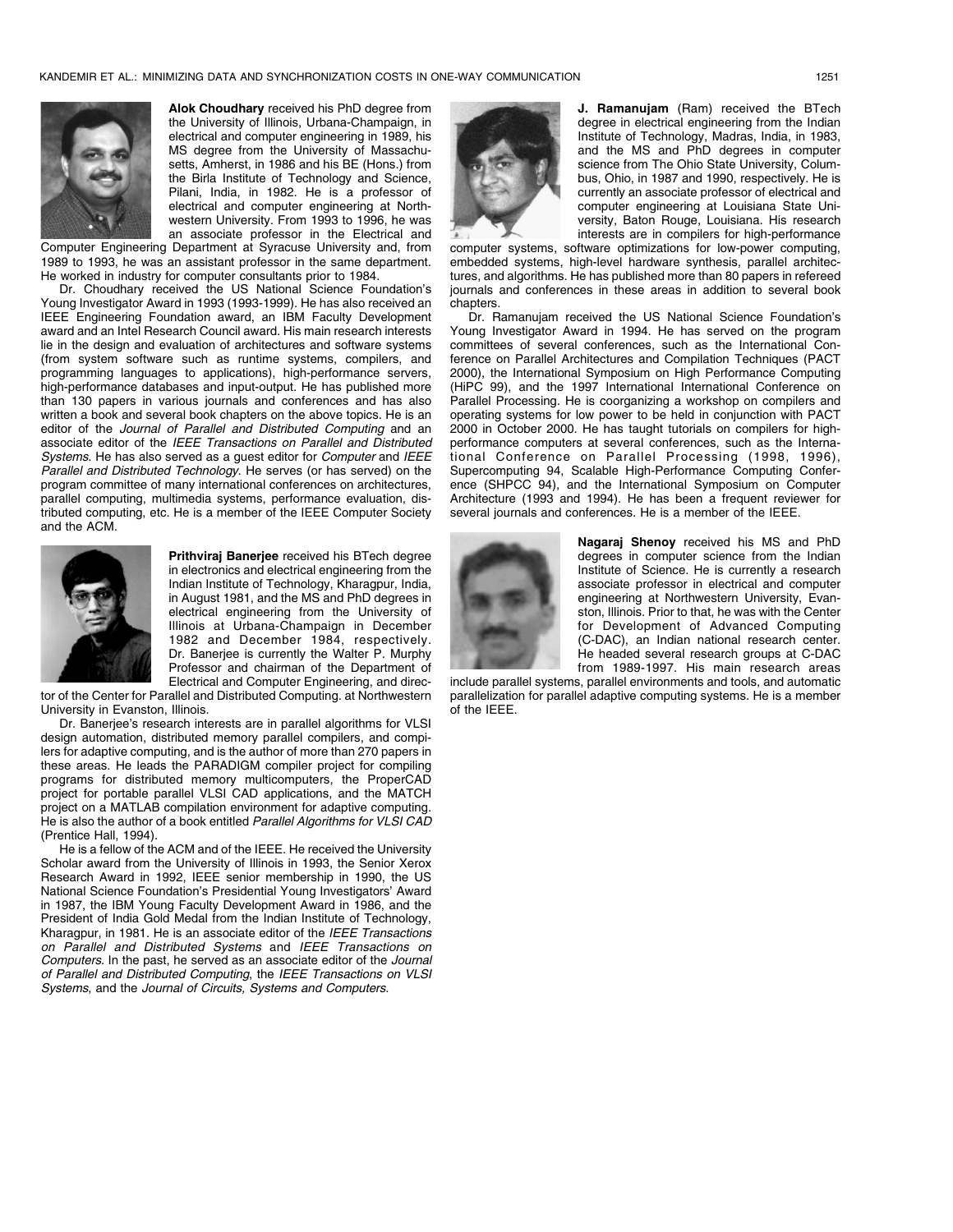**Alok Choudhary** received his PhD degree from the University of Illinois, Urbana-Champaign, in electrical and computer engineering in 1989, his MS degree from the University of Massachusetts, Amherst, in 1986 and his BE (Hons.) from the Birla Institute of Technology and Science, Pilani, India, in 1982. He is a professor of electrical and computer engineering at Northwestern University. From 1993 to 1996, he was an associate professor in the Electrical and Computer Engineering Department at Syracuse University and, from 1989 to 1993, he was an assistant professor in the same department. He worked in industry for computer consultants prior to 1984.

Dr. Choudhary received the US National Science Foundation's Young Investigator Award in 1993 (1993-1999). He has also received an IEEE Engineering Foundation award, an IBM Faculty Development award and an Intel Research Council award. His main research interests lie in the design and evaluation of architectures and software systems (from system software such as runtime systems, compilers, and programming languages to applications), high-performance servers, high-performance databases and input-output. He has published more than 130 papers in various journals and conferences and has also written a book and several book chapters on the above topics. He is an editor of the *Journal of Parallel and Distributed Computing* and an associate editor of the *IEEE Transactions on Parallel and Distributed Systems*. He has also served as a guest editor for *Computer* and *IEEE Parallel and Distributed Technology*. He serves (or has served) on the program committee of many international conferences on architectures, parallel computing, multimedia systems, performance evaluation, distributed computing, etc. He is a member of the IEEE Computer Society and the ACM.

**Prithviraj Banerjee** received his BTech degree in electronics and electrical engineering from the Indian Institute of Technology, Kharagpur, India, in August 1981, and the MS and PhD degrees in electrical engineering from the University of Illinois at Urbana-Champaign in December 1982 and December 1984, respectively. Dr. Banerjee is currently the Walter P. Murphy Professor and chairman of the Department of Electrical and Computer Engineering, and director of the Center for Parallel and Distributed Computing. at Northwestern University in Evanston, Illinois.

Dr. Banerjee's research interests are in parallel algorithms for VLSI design automation, distributed memory parallel compilers, and compilers for adaptive computing, and is the author of more than 270 papers in these areas. He leads the PARADIGM compiler project for compiling programs for distributed memory multicomputers, the ProperCAD project for portable parallel VLSI CAD applications, and the MATCH project on a MATLAB compilation environment for adaptive computing. He is also the author of a book entitled *Parallel Algorithms for VLSI CAD* (Prentice Hall, 1994).

He is a fellow of the ACM and of the IEEE. He received the University Scholar award from the University of Illinois in 1993, the Senior Xerox Research Award in 1992, IEEE senior membership in 1990, the US National Science Foundation's Presidential Young Investigators' Award in 1987, the IBM Young Faculty Development Award in 1986, and the President of India Gold Medal from the Indian Institute of Technology, Kharagpur, in 1981. He is an associate editor of the *IEEE Transactions on Parallel and Distributed Systems* and *IEEE Transactions on Computers*. In the past, he served as an associate editor of the *Journal of Parallel and Distributed Computing*, the *IEEE Transactions on VLSI Systems*, and the *Journal of Circuits, Systems and Computers*.

**J. Ramanujam** (Ram) received the BTech degree in electrical engineering from the Indian Institute of Technology, Madras, India, in 1983, and the MS and PhD degrees in computer science from The Ohio State University, Columbus, Ohio, in 1987 and 1990, respectively. He is currently an associate professor of electrical and computer engineering at Louisiana State University, Baton Rouge, Louisiana. His research interests are in compilers for high-performance computer systems, software optimizations for low-power computing, embedded systems, high-level hardware synthesis, parallel architectures, and algorithms. He has published more than 80 papers in refereed journals and conferences in these areas in addition to several book chapters.

Dr. Ramanujam received the US National Science Foundation's Young Investigator Award in 1994. He has served on the program committees of several conferences, such as the International Conference on Parallel Architectures and Compilation Techniques (PACT 2000), the International Symposium on High Performance Computing (HiPC 99), and the 1997 International International Conference on Parallel Processing. He is coorganizing a workshop on compilers and operating systems for low power to be held in conjunction with PACT 2000 in October 2000. He has taught tutorials on compilers for high-performance computers at several conferences, such as the International Conference on Parallel Processing (1998, 1996), Supercomputing 94, Scalable High-Performance Computing Conference (SHPCC 94), and the International Symposium on Computer Architecture (1993 and 1994). He has been a frequent reviewer for several journals and conferences. He is a member of the IEEE.

**Nagaraj Shenoy** received his MS and PhD degrees in computer science from the Indian Institute of Science. He is currently a research associate professor in electrical and computer engineering at Northwestern University, Evanston, Illinois. Prior to that, he was with the Center for Development of Advanced Computing (C-DAC), an Indian national research center. He headed several research groups at C-DAC from 1989-1997. His main research areas include parallel systems, parallel environments and tools, and automatic parallelization for parallel adaptive computing systems. He is a member of the IEEE.